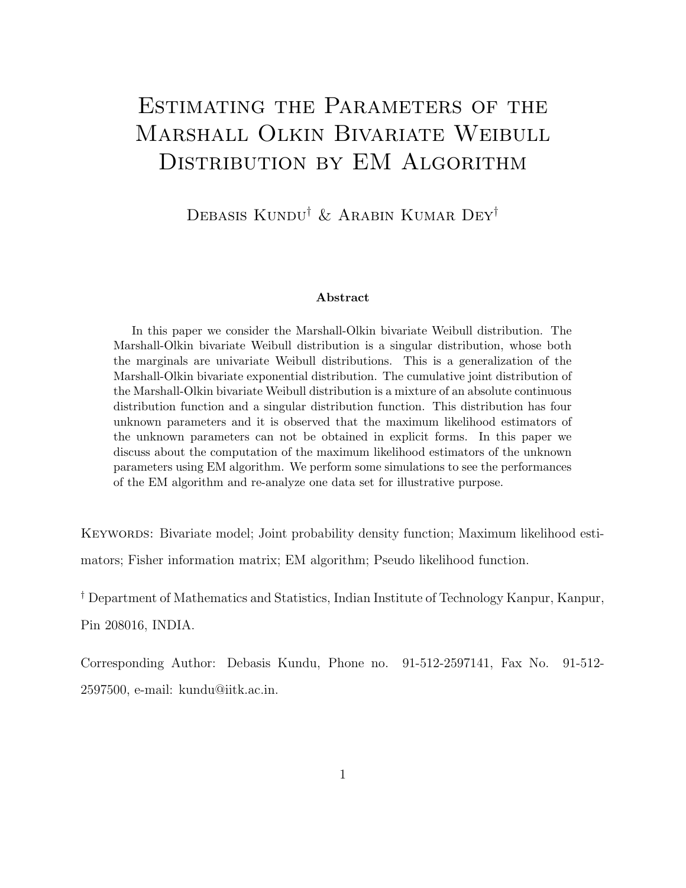# Estimating the Parameters of the Marshall Olkin Bivariate Weibull Distribution by EM Algorithm

Debasis Kundu[†] & Arabin Kumar Dey[†]

**Abstract**

In this paper we consider the Marshall-Olkin bivariate Weibull distribution. The Marshall-Olkin bivariate Weibull distribution is a singular distribution, whose both the marginals are univariate Weibull distributions. This is a generalization of the Marshall-Olkin bivariate exponential distribution. The cumulative joint distribution of the Marshall-Olkin bivariate Weibull distribution is a mixture of an absolute continuous distribution function and a singular distribution function. This distribution has four unknown parameters and it is observed that the maximum likelihood estimators of the unknown parameters can not be obtained in explicit forms. In this paper we discuss about the computation of the maximum likelihood estimators of the unknown parameters using EM algorithm. We perform some simulations to see the performances of the EM algorithm and re-analyze one data set for illustrative purpose.

Keywords: Bivariate model; Joint probability density function; Maximum likelihood estimators; Fisher information matrix; EM algorithm; Pseudo likelihood function.

[†] Department of Mathematics and Statistics, Indian Institute of Technology Kanpur, Kanpur, Pin 208016, INDIA.

Corresponding Author: Debasis Kundu, Phone no. 91-512-2597141, Fax No. 91-512-2597500, e-mail: kundu@iitk.ac.in.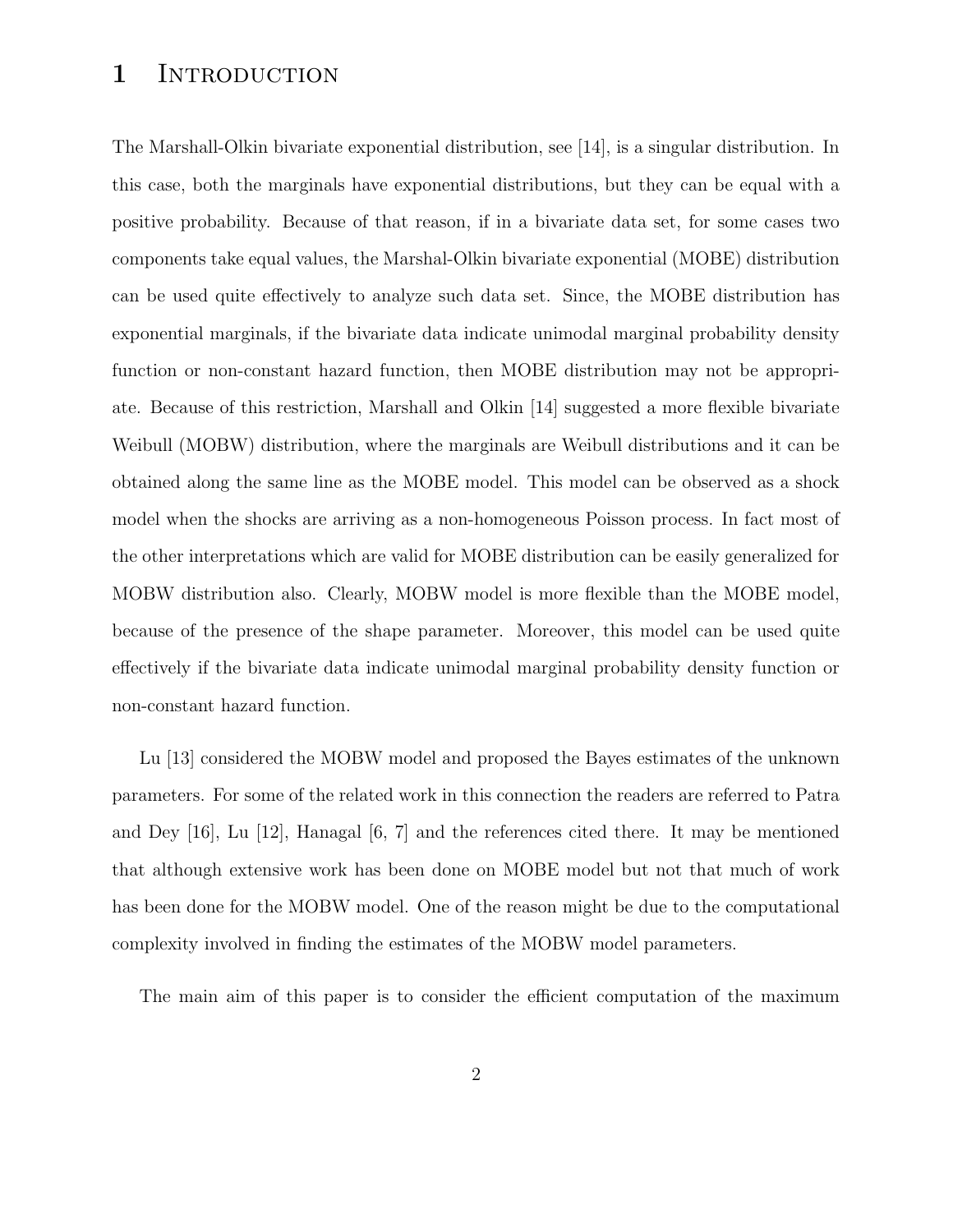# 1 Introduction

The Marshall-Olkin bivariate exponential distribution, see [14], is a singular distribution. In this case, both the marginals have exponential distributions, but they can be equal with a positive probability. Because of that reason, if in a bivariate data set, for some cases two components take equal values, the Marshal-Olkin bivariate exponential (MOBE) distribution can be used quite effectively to analyze such data set. Since, the MOBE distribution has exponential marginals, if the bivariate data indicate unimodal marginal probability density function or non-constant hazard function, then MOBE distribution may not be appropriate. Because of this restriction, Marshall and Olkin [14] suggested a more flexible bivariate Weibull (MOBW) distribution, where the marginals are Weibull distributions and it can be obtained along the same line as the MOBE model. This model can be observed as a shock model when the shocks are arriving as a non-homogeneous Poisson process. In fact most of the other interpretations which are valid for MOBE distribution can be easily generalized for MOBW distribution also. Clearly, MOBW model is more flexible than the MOBE model, because of the presence of the shape parameter. Moreover, this model can be used quite effectively if the bivariate data indicate unimodal marginal probability density function or non-constant hazard function.

Lu [13] considered the MOBW model and proposed the Bayes estimates of the unknown parameters. For some of the related work in this connection the readers are referred to Patra and Dey [16], Lu [12], Hanagal [6, 7] and the references cited there. It may be mentioned that although extensive work has been done on MOBE model but not that much of work has been done for the MOBW model. One of the reason might be due to the computational complexity involved in finding the estimates of the MOBW model parameters.

The main aim of this paper is to consider the efficient computation of the maximum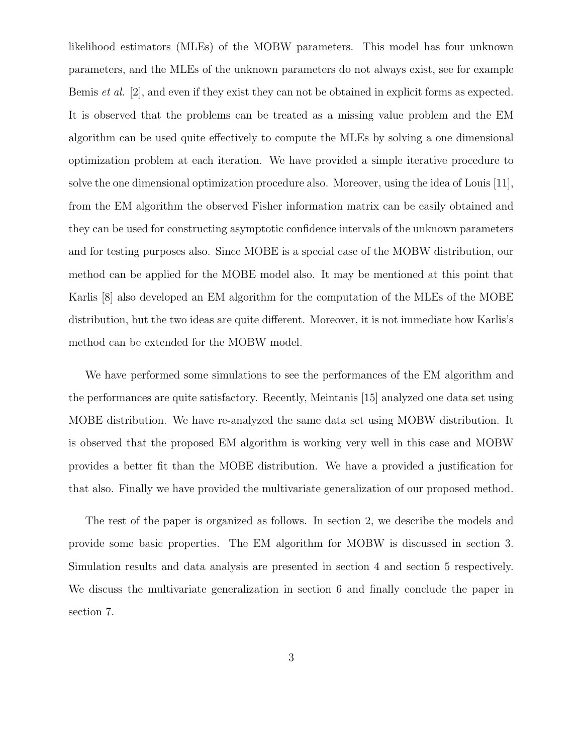likelihood estimators (MLEs) of the MOBW parameters. This model has four unknown parameters, and the MLEs of the unknown parameters do not always exist, see for example Bemis *et al.* [2], and even if they exist they can not be obtained in explicit forms as expected. It is observed that the problems can be treated as a missing value problem and the EM algorithm can be used quite effectively to compute the MLEs by solving a one dimensional optimization problem at each iteration. We have provided a simple iterative procedure to solve the one dimensional optimization procedure also. Moreover, using the idea of Louis [11], from the EM algorithm the observed Fisher information matrix can be easily obtained and they can be used for constructing asymptotic confidence intervals of the unknown parameters and for testing purposes also. Since MOBE is a special case of the MOBW distribution, our method can be applied for the MOBE model also. It may be mentioned at this point that Karlis [8] also developed an EM algorithm for the computation of the MLEs of the MOBE distribution, but the two ideas are quite different. Moreover, it is not immediate how Karlis's method can be extended for the MOBW model.

We have performed some simulations to see the performances of the EM algorithm and the performances are quite satisfactory. Recently, Meintanis [15] analyzed one data set using MOBE distribution. We have re-analyzed the same data set using MOBW distribution. It is observed that the proposed EM algorithm is working very well in this case and MOBW provides a better fit than the MOBE distribution. We have a provided a justification for that also. Finally we have provided the multivariate generalization of our proposed method.

The rest of the paper is organized as follows. In section 2, we describe the models and provide some basic properties. The EM algorithm for MOBW is discussed in section 3. Simulation results and data analysis are presented in section 4 and section 5 respectively. We discuss the multivariate generalization in section 6 and finally conclude the paper in section 7.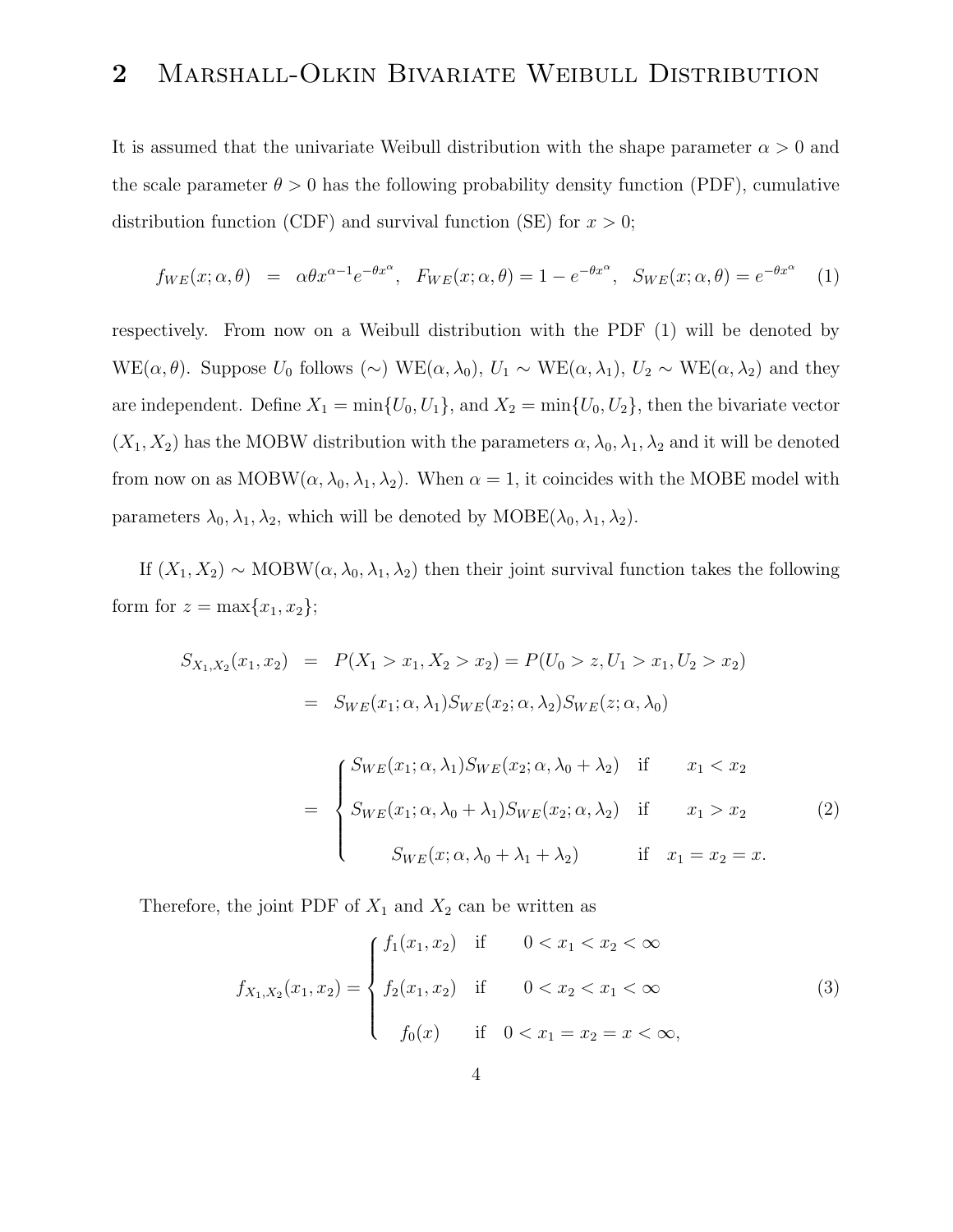## 2 Marshall-Olkin Bivariate Weibull Distribution

It is assumed that the univariate Weibull distribution with the shape parameter $\alpha > 0$ and the scale parameter $\theta > 0$ has the following probability density function (PDF), cumulative distribution function (CDF) and survival function (SE) for $x > 0$;

$$f_{WE}(x; \alpha, \theta) \;=\; \alpha\theta x^{\alpha-1} e^{-\theta x^{\alpha}}, \quad F_{WE}(x; \alpha, \theta) = 1 - e^{-\theta x^{\alpha}}, \quad S_{WE}(x; \alpha, \theta) = e^{-\theta x^{\alpha}} \tag{1}$$

respectively. From now on a Weibull distribution with the PDF (1) will be denoted by WE$(\alpha, \theta)$. Suppose $U_0$ follows ($\sim$) WE$(\alpha, \lambda_0)$, $U_1 \sim$ WE$(\alpha, \lambda_1)$, $U_2 \sim$ WE$(\alpha, \lambda_2)$ and they are independent. Define $X_1 = \min\{U_0, U_1\}$, and $X_2 = \min\{U_0, U_2\}$, then the bivariate vector $(X_1, X_2)$ has the MOBW distribution with the parameters $\alpha, \lambda_0, \lambda_1, \lambda_2$ and it will be denoted from now on as MOBW$(\alpha, \lambda_0, \lambda_1, \lambda_2)$. When $\alpha = 1$, it coincides with the MOBE model with parameters $\lambda_0, \lambda_1, \lambda_2$, which will be denoted by MOBE$(\lambda_0, \lambda_1, \lambda_2)$.

If $(X_1, X_2) \sim$ MOBW$(\alpha, \lambda_0, \lambda_1, \lambda_2)$ then their joint survival function takes the following form for $z = \max\{x_1, x_2\}$;

$$\begin{aligned}
S_{X_1,X_2}(x_1, x_2) &= P(X_1 > x_1, X_2 > x_2) = P(U_0 > z, U_1 > x_1, U_2 > x_2) \\
&= S_{WE}(x_1; \alpha, \lambda_1) S_{WE}(x_2; \alpha, \lambda_2) S_{WE}(z; \alpha, \lambda_0) \\
&= \begin{cases} S_{WE}(x_1; \alpha, \lambda_1) S_{WE}(x_2; \alpha, \lambda_0 + \lambda_2) & \text{if} \quad x_1 < x_2 \\ S_{WE}(x_1; \alpha, \lambda_0 + \lambda_1) S_{WE}(x_2; \alpha, \lambda_2) & \text{if} \quad x_1 > x_2 \\ S_{WE}(x; \alpha, \lambda_0 + \lambda_1 + \lambda_2) & \text{if} \quad x_1 = x_2 = x. \end{cases}
\end{aligned} \tag{2}$$

Therefore, the joint PDF of $X_1$ and $X_2$ can be written as

$$f_{X_1,X_2}(x_1, x_2) = \begin{cases} f_1(x_1, x_2) & \text{if} \quad 0 < x_1 < x_2 < \infty \\ f_2(x_1, x_2) & \text{if} \quad 0 < x_2 < x_1 < \infty \\ f_0(x) & \text{if} \quad 0 < x_1 = x_2 = x < \infty, \end{cases} \tag{3}$$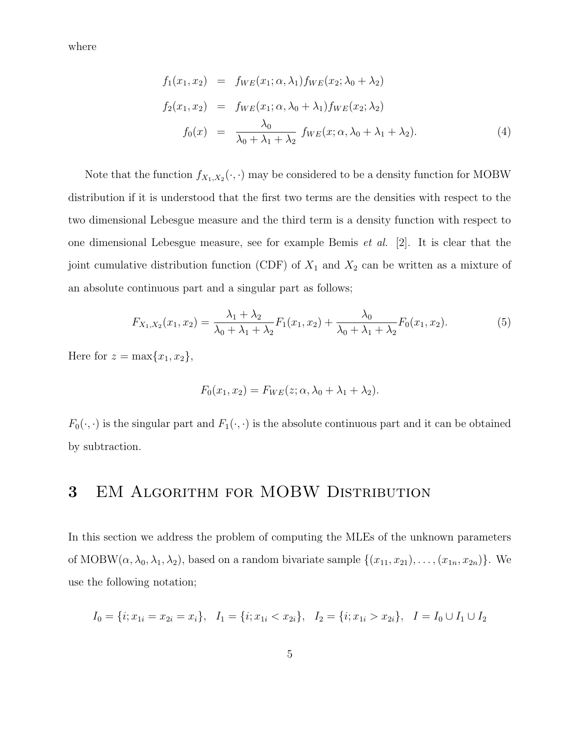where

$$
\begin{aligned}
f_1(x_1, x_2) &= f_{WE}(x_1; \alpha, \lambda_1) f_{WE}(x_2; \lambda_0 + \lambda_2) \\
f_2(x_1, x_2) &= f_{WE}(x_1; \alpha, \lambda_0 + \lambda_1) f_{WE}(x_2; \lambda_2) \\
f_0(x) &= \frac{\lambda_0}{\lambda_0 + \lambda_1 + \lambda_2} \, f_{WE}(x; \alpha, \lambda_0 + \lambda_1 + \lambda_2).
\end{aligned} \tag{4}
$$

Note that the function $f_{X_1,X_2}(\cdot,\cdot)$ may be considered to be a density function for MOBW distribution if it is understood that the first two terms are the densities with respect to the two dimensional Lebesgue measure and the third term is a density function with respect to one dimensional Lebesgue measure, see for example Bemis *et al.* [2]. It is clear that the joint cumulative distribution function (CDF) of $X_1$ and $X_2$ can be written as a mixture of an absolute continuous part and a singular part as follows;

$$
F_{X_1,X_2}(x_1, x_2) = \frac{\lambda_1 + \lambda_2}{\lambda_0 + \lambda_1 + \lambda_2} F_1(x_1, x_2) + \frac{\lambda_0}{\lambda_0 + \lambda_1 + \lambda_2} F_0(x_1, x_2). \tag{5}
$$

Here for $z = \max\{x_1, x_2\}$,

$$
F_0(x_1, x_2) = F_{WE}(z; \alpha, \lambda_0 + \lambda_1 + \lambda_2).
$$

$F_0(\cdot,\cdot)$ is the singular part and $F_1(\cdot,\cdot)$ is the absolute continuous part and it can be obtained by subtraction.

# 3 EM Algorithm for MOBW Distribution

In this section we address the problem of computing the MLEs of the unknown parameters of MOBW$(\alpha, \lambda_0, \lambda_1, \lambda_2)$, based on a random bivariate sample $\{(x_{11}, x_{21}), \ldots, (x_{1n}, x_{2n})\}$. We use the following notation;

$$
I_0 = \{i; x_{1i} = x_{2i} = x_i\}, \quad I_1 = \{i; x_{1i} < x_{2i}\}, \quad I_2 = \{i; x_{1i} > x_{2i}\}, \quad I = I_0 \cup I_1 \cup I_2
$$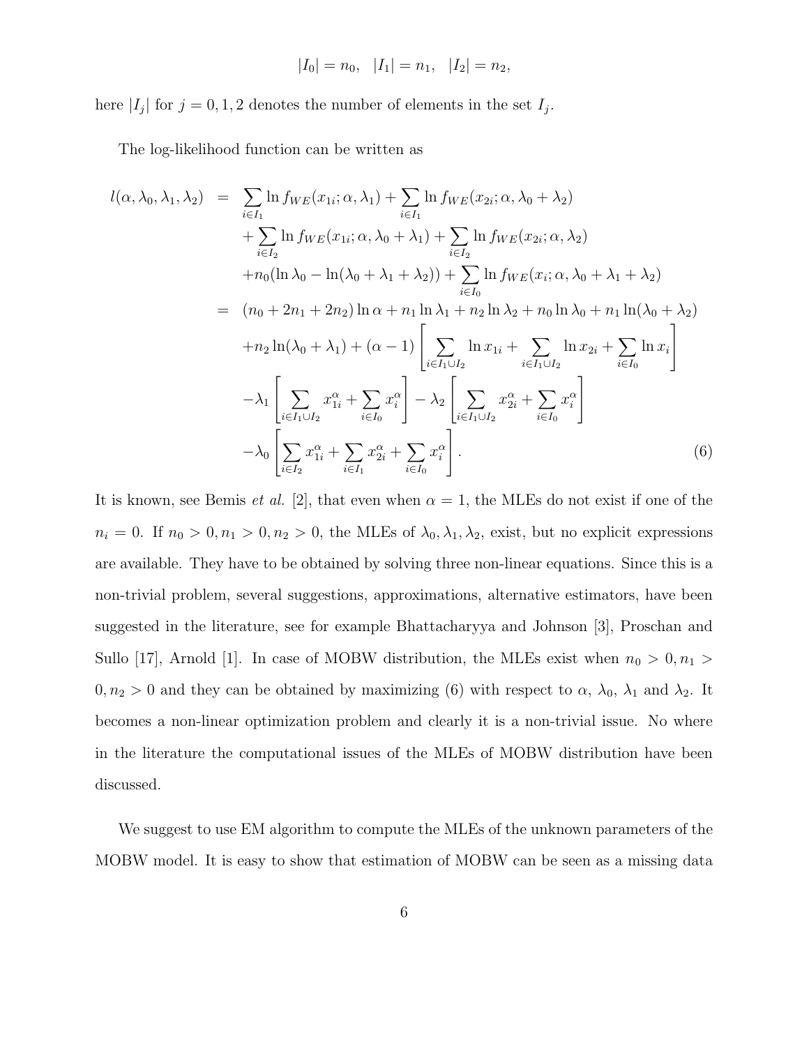$$|I_0| = n_0, \quad |I_1| = n_1, \quad |I_2| = n_2,$$

here $|I_j|$ for $j = 0, 1, 2$ denotes the number of elements in the set $I_j$.

The log-likelihood function can be written as

$$
\begin{aligned}
l(\alpha, \lambda_0, \lambda_1, \lambda_2) &= \sum_{i \in I_1} \ln f_{WE}(x_{1i}; \alpha, \lambda_1) + \sum_{i \in I_1} \ln f_{WE}(x_{2i}; \alpha, \lambda_0 + \lambda_2) \\
&\quad + \sum_{i \in I_2} \ln f_{WE}(x_{1i}; \alpha, \lambda_0 + \lambda_1) + \sum_{i \in I_2} \ln f_{WE}(x_{2i}; \alpha, \lambda_2) \\
&\quad + n_0 (\ln \lambda_0 - \ln(\lambda_0 + \lambda_1 + \lambda_2)) + \sum_{i \in I_0} \ln f_{WE}(x_i; \alpha, \lambda_0 + \lambda_1 + \lambda_2) \\
&= (n_0 + 2n_1 + 2n_2) \ln \alpha + n_1 \ln \lambda_1 + n_2 \ln \lambda_2 + n_0 \ln \lambda_0 + n_1 \ln(\lambda_0 + \lambda_2) \\
&\quad + n_2 \ln(\lambda_0 + \lambda_1) + (\alpha - 1) \left[ \sum_{i \in I_1 \cup I_2} \ln x_{1i} + \sum_{i \in I_1 \cup I_2} \ln x_{2i} + \sum_{i \in I_0} \ln x_i \right] \\
&\quad - \lambda_1 \left[ \sum_{i \in I_1 \cup I_2} x_{1i}^{\alpha} + \sum_{i \in I_0} x_i^{\alpha} \right] - \lambda_2 \left[ \sum_{i \in I_1 \cup I_2} x_{2i}^{\alpha} + \sum_{i \in I_0} x_i^{\alpha} \right] \\
&\quad - \lambda_0 \left[ \sum_{i \in I_2} x_{1i}^{\alpha} + \sum_{i \in I_1} x_{2i}^{\alpha} + \sum_{i \in I_0} x_i^{\alpha} \right]. \qquad (6)
\end{aligned}
$$

It is known, see Bemis *et al.* [2], that even when $\alpha = 1$, the MLEs do not exist if one of the $n_i = 0$. If $n_0 > 0, n_1 > 0, n_2 > 0$, the MLEs of $\lambda_0, \lambda_1, \lambda_2$, exist, but no explicit expressions are available. They have to be obtained by solving three non-linear equations. Since this is a non-trivial problem, several suggestions, approximations, alternative estimators, have been suggested in the literature, see for example Bhattacharyya and Johnson [3], Proschan and Sullo [17], Arnold [1]. In case of MOBW distribution, the MLEs exist when $n_0 > 0, n_1 > 0, n_2 > 0$ and they can be obtained by maximizing (6) with respect to $\alpha$, $\lambda_0$, $\lambda_1$ and $\lambda_2$. It becomes a non-linear optimization problem and clearly it is a non-trivial issue. No where in the literature the computational issues of the MLEs of MOBW distribution have been discussed.

We suggest to use EM algorithm to compute the MLEs of the unknown parameters of the MOBW model. It is easy to show that estimation of MOBW can be seen as a missing data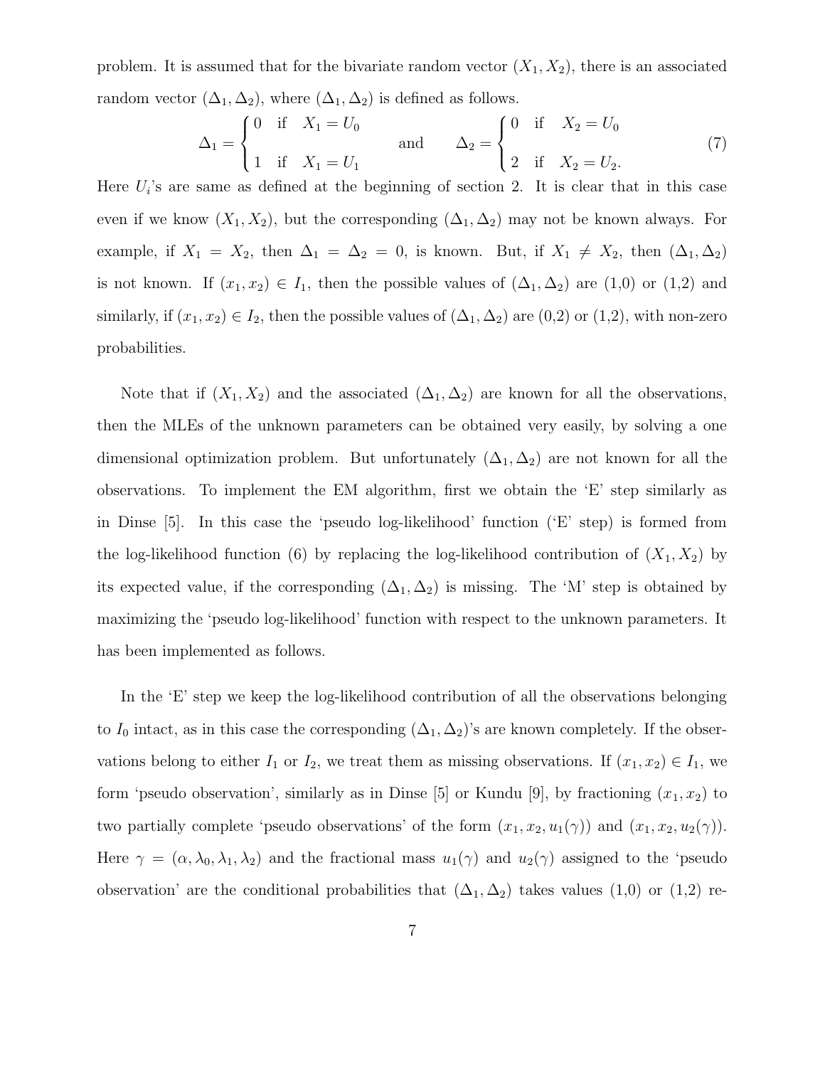problem. It is assumed that for the bivariate random vector $(X_1, X_2)$, there is an associated random vector $(\Delta_1, \Delta_2)$, where $(\Delta_1, \Delta_2)$ is defined as follows.

$$\Delta_1 = \begin{cases} 0 & \text{if} \quad X_1 = U_0 \\ \\ 1 & \text{if} \quad X_1 = U_1 \end{cases} \qquad \text{and} \qquad \Delta_2 = \begin{cases} 0 & \text{if} \quad X_2 = U_0 \\ \\ 2 & \text{if} \quad X_2 = U_2. \end{cases} \tag{7}$$

Here $U_i$'s are same as defined at the beginning of section 2. It is clear that in this case even if we know $(X_1, X_2)$, but the corresponding $(\Delta_1, \Delta_2)$ may not be known always. For example, if $X_1 = X_2$, then $\Delta_1 = \Delta_2 = 0$, is known. But, if $X_1 \neq X_2$, then $(\Delta_1, \Delta_2)$ is not known. If $(x_1, x_2) \in I_1$, then the possible values of $(\Delta_1, \Delta_2)$ are (1,0) or (1,2) and similarly, if $(x_1, x_2) \in I_2$, then the possible values of $(\Delta_1, \Delta_2)$ are (0,2) or (1,2), with non-zero probabilities.

Note that if $(X_1, X_2)$ and the associated $(\Delta_1, \Delta_2)$ are known for all the observations, then the MLEs of the unknown parameters can be obtained very easily, by solving a one dimensional optimization problem. But unfortunately $(\Delta_1, \Delta_2)$ are not known for all the observations. To implement the EM algorithm, first we obtain the 'E' step similarly as in Dinse [5]. In this case the 'pseudo log-likelihood' function ('E' step) is formed from the log-likelihood function (6) by replacing the log-likelihood contribution of $(X_1, X_2)$ by its expected value, if the corresponding $(\Delta_1, \Delta_2)$ is missing. The 'M' step is obtained by maximizing the 'pseudo log-likelihood' function with respect to the unknown parameters. It has been implemented as follows.

In the 'E' step we keep the log-likelihood contribution of all the observations belonging to $I_0$ intact, as in this case the corresponding $(\Delta_1, \Delta_2)$'s are known completely. If the observations belong to either $I_1$ or $I_2$, we treat them as missing observations. If $(x_1, x_2) \in I_1$, we form 'pseudo observation', similarly as in Dinse [5] or Kundu [9], by fractioning $(x_1, x_2)$ to two partially complete 'pseudo observations' of the form $(x_1, x_2, u_1(\gamma))$ and $(x_1, x_2, u_2(\gamma))$. Here $\gamma = (\alpha, \lambda_0, \lambda_1, \lambda_2)$ and the fractional mass $u_1(\gamma)$ and $u_2(\gamma)$ assigned to the 'pseudo observation' are the conditional probabilities that $(\Delta_1, \Delta_2)$ takes values (1,0) or (1,2) re-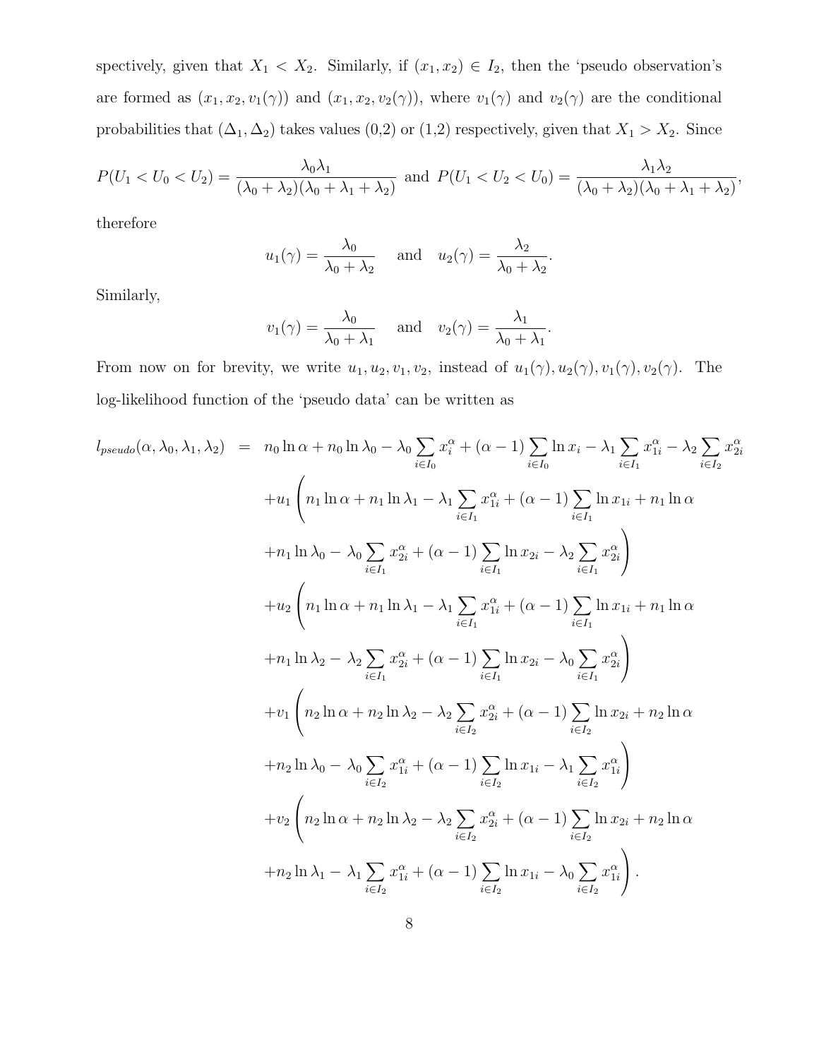spectively, given that $X_1 < X_2$. Similarly, if $(x_1, x_2) \in I_2$, then the 'pseudo observation's are formed as $(x_1, x_2, v_1(\gamma))$ and $(x_1, x_2, v_2(\gamma))$, where $v_1(\gamma)$ and $v_2(\gamma)$ are the conditional probabilities that $(\Delta_1, \Delta_2)$ takes values (0,2) or (1,2) respectively, given that $X_1 > X_2$. Since

$$P(U_1 < U_0 < U_2) = \frac{\lambda_0 \lambda_1}{(\lambda_0 + \lambda_2)(\lambda_0 + \lambda_1 + \lambda_2)} \text{ and } P(U_1 < U_2 < U_0) = \frac{\lambda_1 \lambda_2}{(\lambda_0 + \lambda_2)(\lambda_0 + \lambda_1 + \lambda_2)},$$

therefore

$$u_1(\gamma) = \frac{\lambda_0}{\lambda_0 + \lambda_2} \quad \text{and} \quad u_2(\gamma) = \frac{\lambda_2}{\lambda_0 + \lambda_2}.$$

Similarly,

$$v_1(\gamma) = \frac{\lambda_0}{\lambda_0 + \lambda_1} \quad \text{and} \quad v_2(\gamma) = \frac{\lambda_1}{\lambda_0 + \lambda_1}.$$

From now on for brevity, we write $u_1, u_2, v_1, v_2$, instead of $u_1(\gamma), u_2(\gamma), v_1(\gamma), v_2(\gamma)$. The log-likelihood function of the 'pseudo data' can be written as

$$\begin{aligned}
l_{pseudo}(\alpha, \lambda_0, \lambda_1, \lambda_2) \;=\; & n_0 \ln \alpha + n_0 \ln \lambda_0 - \lambda_0 \sum_{i \in I_0} x_i^\alpha + (\alpha - 1) \sum_{i \in I_0} \ln x_i - \lambda_1 \sum_{i \in I_1} x_{1i}^\alpha - \lambda_2 \sum_{i \in I_2} x_{2i}^\alpha \\
& + u_1 \Bigg( n_1 \ln \alpha + n_1 \ln \lambda_1 - \lambda_1 \sum_{i \in I_1} x_{1i}^\alpha + (\alpha - 1) \sum_{i \in I_1} \ln x_{1i} + n_1 \ln \alpha \\
& + n_1 \ln \lambda_0 - \lambda_0 \sum_{i \in I_1} x_{2i}^\alpha + (\alpha - 1) \sum_{i \in I_1} \ln x_{2i} - \lambda_2 \sum_{i \in I_1} x_{2i}^\alpha \Bigg) \\
& + u_2 \Bigg( n_1 \ln \alpha + n_1 \ln \lambda_1 - \lambda_1 \sum_{i \in I_1} x_{1i}^\alpha + (\alpha - 1) \sum_{i \in I_1} \ln x_{1i} + n_1 \ln \alpha \\
& + n_1 \ln \lambda_2 - \lambda_2 \sum_{i \in I_1} x_{2i}^\alpha + (\alpha - 1) \sum_{i \in I_1} \ln x_{2i} - \lambda_0 \sum_{i \in I_1} x_{2i}^\alpha \Bigg) \\
& + v_1 \Bigg( n_2 \ln \alpha + n_2 \ln \lambda_2 - \lambda_2 \sum_{i \in I_2} x_{2i}^\alpha + (\alpha - 1) \sum_{i \in I_2} \ln x_{2i} + n_2 \ln \alpha \\
& + n_2 \ln \lambda_0 - \lambda_0 \sum_{i \in I_2} x_{1i}^\alpha + (\alpha - 1) \sum_{i \in I_2} \ln x_{1i} - \lambda_1 \sum_{i \in I_2} x_{1i}^\alpha \Bigg) \\
& + v_2 \Bigg( n_2 \ln \alpha + n_2 \ln \lambda_2 - \lambda_2 \sum_{i \in I_2} x_{2i}^\alpha + (\alpha - 1) \sum_{i \in I_2} \ln x_{2i} + n_2 \ln \alpha \\
& + n_2 \ln \lambda_1 - \lambda_1 \sum_{i \in I_2} x_{1i}^\alpha + (\alpha - 1) \sum_{i \in I_2} \ln x_{1i} - \lambda_0 \sum_{i \in I_2} x_{1i}^\alpha \Bigg).
\end{aligned}$$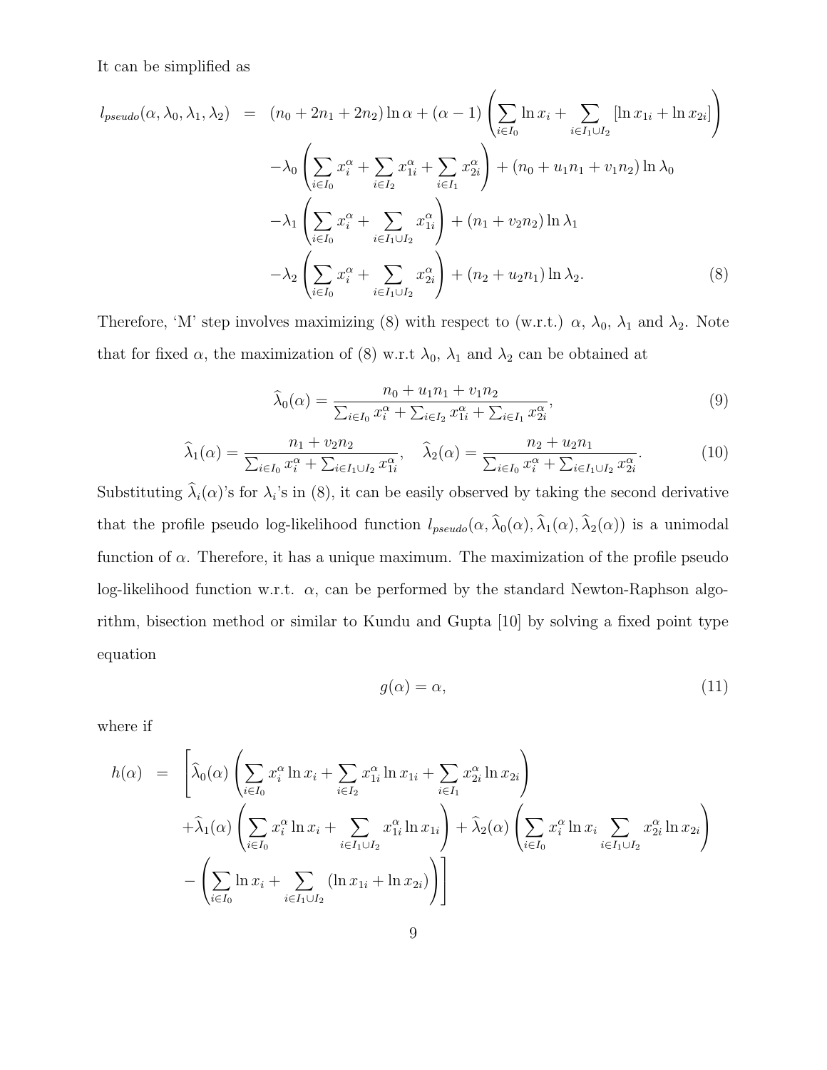It can be simplified as

$$
\begin{aligned}
l_{pseudo}(\alpha, \lambda_0, \lambda_1, \lambda_2) &= (n_0 + 2n_1 + 2n_2)\ln\alpha + (\alpha - 1)\left(\sum_{i\in I_0}\ln x_i + \sum_{i\in I_1\cup I_2}[\ln x_{1i} + \ln x_{2i}]\right) \\
&\quad -\lambda_0\left(\sum_{i\in I_0} x_i^\alpha + \sum_{i\in I_2} x_{1i}^\alpha + \sum_{i\in I_1} x_{2i}^\alpha\right) + (n_0 + u_1 n_1 + v_1 n_2)\ln\lambda_0 \\
&\quad -\lambda_1\left(\sum_{i\in I_0} x_i^\alpha + \sum_{i\in I_1\cup I_2} x_{1i}^\alpha\right) + (n_1 + v_2 n_2)\ln\lambda_1 \\
&\quad -\lambda_2\left(\sum_{i\in I_0} x_i^\alpha + \sum_{i\in I_1\cup I_2} x_{2i}^\alpha\right) + (n_2 + u_2 n_1)\ln\lambda_2. \qquad (8)
\end{aligned}
$$

Therefore, 'M' step involves maximizing (8) with respect to (w.r.t.) $\alpha$, $\lambda_0$, $\lambda_1$ and $\lambda_2$. Note that for fixed $\alpha$, the maximization of (8) w.r.t $\lambda_0$, $\lambda_1$ and $\lambda_2$ can be obtained at

$$
\widehat{\lambda}_0(\alpha) = \frac{n_0 + u_1 n_1 + v_1 n_2}{\sum_{i\in I_0} x_i^\alpha + \sum_{i\in I_2} x_{1i}^\alpha + \sum_{i\in I_1} x_{2i}^\alpha}, \qquad (9)
$$

$$
\widehat{\lambda}_1(\alpha) = \frac{n_1 + v_2 n_2}{\sum_{i\in I_0} x_i^\alpha + \sum_{i\in I_1\cup I_2} x_{1i}^\alpha}, \quad \widehat{\lambda}_2(\alpha) = \frac{n_2 + u_2 n_1}{\sum_{i\in I_0} x_i^\alpha + \sum_{i\in I_1\cup I_2} x_{2i}^\alpha}. \qquad (10)
$$

Substituting $\widehat{\lambda}_i(\alpha)$'s for $\lambda_i$'s in (8), it can be easily observed by taking the second derivative that the profile pseudo log-likelihood function $l_{pseudo}(\alpha, \widehat{\lambda}_0(\alpha), \widehat{\lambda}_1(\alpha), \widehat{\lambda}_2(\alpha))$ is a unimodal function of $\alpha$. Therefore, it has a unique maximum. The maximization of the profile pseudo log-likelihood function w.r.t. $\alpha$, can be performed by the standard Newton-Raphson algorithm, bisection method or similar to Kundu and Gupta [10] by solving a fixed point type equation

$$
g(\alpha) = \alpha, \qquad (11)
$$

where if

$$
\begin{aligned}
h(\alpha) &= \left[\widehat{\lambda}_0(\alpha)\left(\sum_{i\in I_0} x_i^\alpha \ln x_i + \sum_{i\in I_2} x_{1i}^\alpha \ln x_{1i} + \sum_{i\in I_1} x_{2i}^\alpha \ln x_{2i}\right)\right. \\
&\quad +\widehat{\lambda}_1(\alpha)\left(\sum_{i\in I_0} x_i^\alpha \ln x_i + \sum_{i\in I_1\cup I_2} x_{1i}^\alpha \ln x_{1i}\right) + \widehat{\lambda}_2(\alpha)\left(\sum_{i\in I_0} x_i^\alpha \ln x_i \sum_{i\in I_1\cup I_2} x_{2i}^\alpha \ln x_{2i}\right) \\
&\quad \left. -\left(\sum_{i\in I_0}\ln x_i + \sum_{i\in I_1\cup I_2}(\ln x_{1i} + \ln x_{2i})\right)\right]
\end{aligned}
$$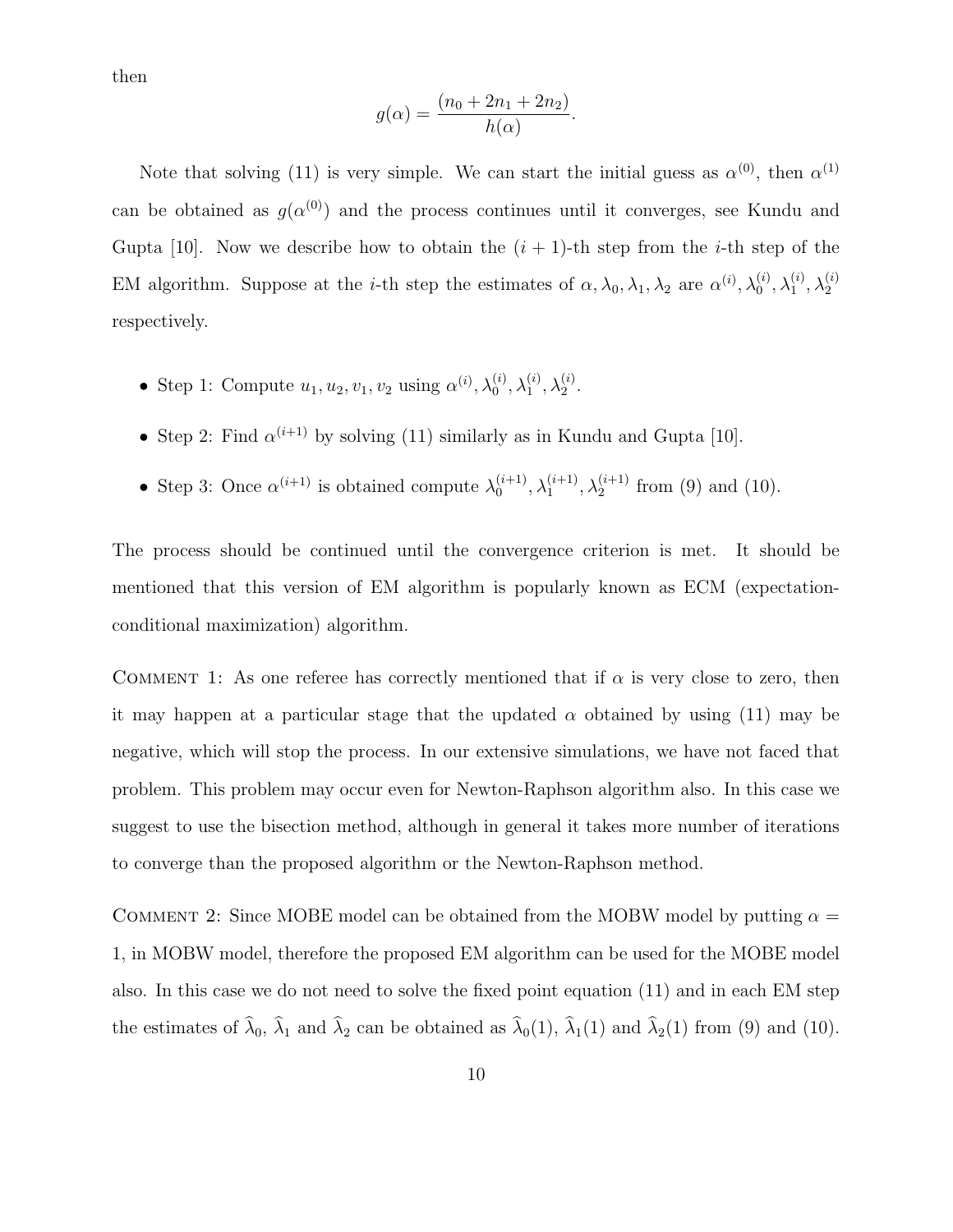then

$$g(\alpha) = \frac{(n_0 + 2n_1 + 2n_2)}{h(\alpha)}.$$

Note that solving (11) is very simple. We can start the initial guess as $\alpha^{(0)}$, then $\alpha^{(1)}$ can be obtained as $g(\alpha^{(0)})$ and the process continues until it converges, see Kundu and Gupta [10]. Now we describe how to obtain the $(i+1)$-th step from the $i$-th step of the EM algorithm. Suppose at the $i$-th step the estimates of $\alpha, \lambda_0, \lambda_1, \lambda_2$ are $\alpha^{(i)}, \lambda_0^{(i)}, \lambda_1^{(i)}, \lambda_2^{(i)}$ respectively.

- Step 1: Compute $u_1, u_2, v_1, v_2$ using $\alpha^{(i)}, \lambda_0^{(i)}, \lambda_1^{(i)}, \lambda_2^{(i)}$.
- Step 2: Find $\alpha^{(i+1)}$ by solving (11) similarly as in Kundu and Gupta [10].
- Step 3: Once $\alpha^{(i+1)}$ is obtained compute $\lambda_0^{(i+1)}, \lambda_1^{(i+1)}, \lambda_2^{(i+1)}$ from (9) and (10).

The process should be continued until the convergence criterion is met. It should be mentioned that this version of EM algorithm is popularly known as ECM (expectation-conditional maximization) algorithm.

COMMENT 1: As one referee has correctly mentioned that if $\alpha$ is very close to zero, then it may happen at a particular stage that the updated $\alpha$ obtained by using (11) may be negative, which will stop the process. In our extensive simulations, we have not faced that problem. This problem may occur even for Newton-Raphson algorithm also. In this case we suggest to use the bisection method, although in general it takes more number of iterations to converge than the proposed algorithm or the Newton-Raphson method.

COMMENT 2: Since MOBE model can be obtained from the MOBW model by putting $\alpha = 1$, in MOBW model, therefore the proposed EM algorithm can be used for the MOBE model also. In this case we do not need to solve the fixed point equation (11) and in each EM step the estimates of $\widehat{\lambda}_0$, $\widehat{\lambda}_1$ and $\widehat{\lambda}_2$ can be obtained as $\widehat{\lambda}_0(1)$, $\widehat{\lambda}_1(1)$ and $\widehat{\lambda}_2(1)$ from (9) and (10).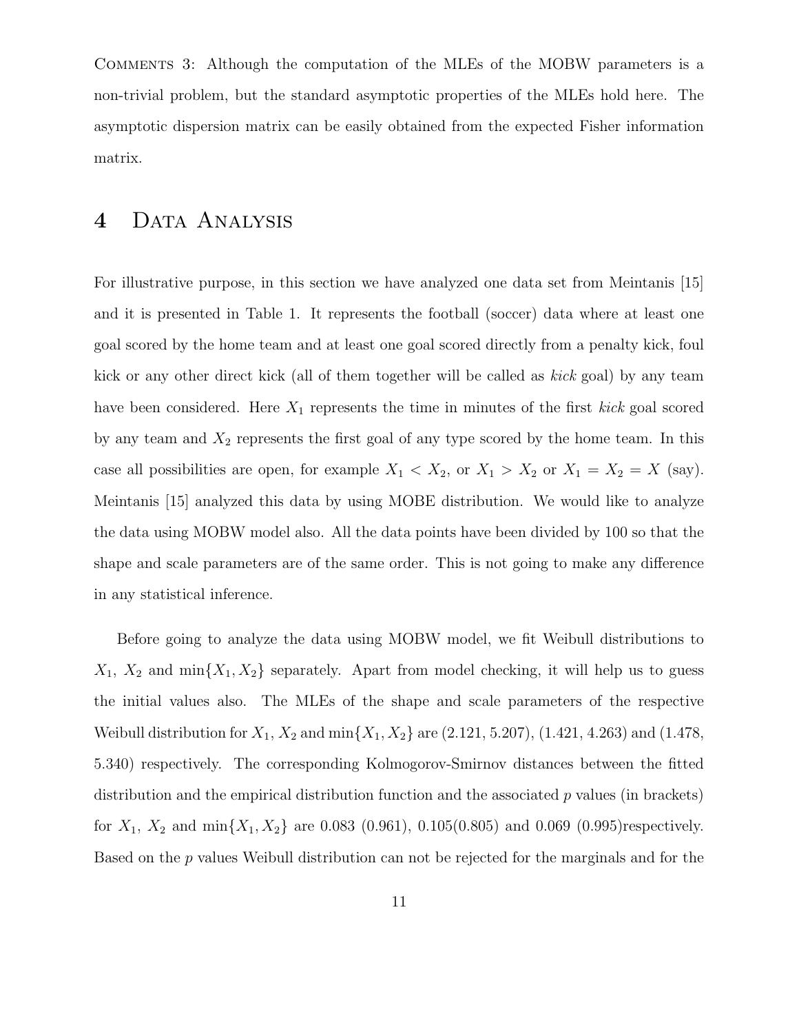COMMENTS 3: Although the computation of the MLEs of the MOBW parameters is a non-trivial problem, but the standard asymptotic properties of the MLEs hold here. The asymptotic dispersion matrix can be easily obtained from the expected Fisher information matrix.

# 4 Data Analysis

For illustrative purpose, in this section we have analyzed one data set from Meintanis [15] and it is presented in Table 1. It represents the football (soccer) data where at least one goal scored by the home team and at least one goal scored directly from a penalty kick, foul kick or any other direct kick (all of them together will be called as *kick* goal) by any team have been considered. Here $X_1$ represents the time in minutes of the first *kick* goal scored by any team and $X_2$ represents the first goal of any type scored by the home team. In this case all possibilities are open, for example $X_1 < X_2$, or $X_1 > X_2$ or $X_1 = X_2 = X$ (say). Meintanis [15] analyzed this data by using MOBE distribution. We would like to analyze the data using MOBW model also. All the data points have been divided by 100 so that the shape and scale parameters are of the same order. This is not going to make any difference in any statistical inference.

Before going to analyze the data using MOBW model, we fit Weibull distributions to $X_1$, $X_2$ and $\min\{X_1, X_2\}$ separately. Apart from model checking, it will help us to guess the initial values also. The MLEs of the shape and scale parameters of the respective Weibull distribution for $X_1$, $X_2$ and $\min\{X_1, X_2\}$ are (2.121, 5.207), (1.421, 4.263) and (1.478, 5.340) respectively. The corresponding Kolmogorov-Smirnov distances between the fitted distribution and the empirical distribution function and the associated $p$ values (in brackets) for $X_1$, $X_2$ and $\min\{X_1, X_2\}$ are 0.083 (0.961), 0.105(0.805) and 0.069 (0.995)respectively. Based on the $p$ values Weibull distribution can not be rejected for the marginals and for the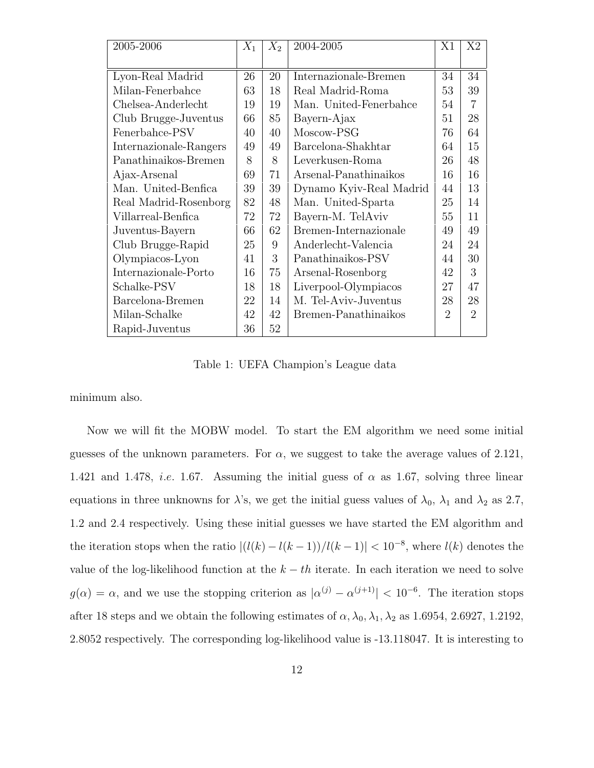| 2005-2006 | $X_1$ | $X_2$ | 2004-2005 | X1 | X2 |
|---|---|---|---|---|---|
| Lyon-Real Madrid | 26 | 20 | Internazionale-Bremen | 34 | 34 |
| Milan-Fenerbahce | 63 | 18 | Real Madrid-Roma | 53 | 39 |
| Chelsea-Anderlecht | 19 | 19 | Man. United-Fenerbahce | 54 | 7 |
| Club Brugge-Juventus | 66 | 85 | Bayern-Ajax | 51 | 28 |
| Fenerbahce-PSV | 40 | 40 | Moscow-PSG | 76 | 64 |
| Internazionale-Rangers | 49 | 49 | Barcelona-Shakhtar | 64 | 15 |
| Panathinaikos-Bremen | 8 | 8 | Leverkusen-Roma | 26 | 48 |
| Ajax-Arsenal | 69 | 71 | Arsenal-Panathinaikos | 16 | 16 |
| Man. United-Benfica | 39 | 39 | Dynamo Kyiv-Real Madrid | 44 | 13 |
| Real Madrid-Rosenborg | 82 | 48 | Man. United-Sparta | 25 | 14 |
| Villarreal-Benfica | 72 | 72 | Bayern-M. TelAviv | 55 | 11 |
| Juventus-Bayern | 66 | 62 | Bremen-Internazionale | 49 | 49 |
| Club Brugge-Rapid | 25 | 9 | Anderlecht-Valencia | 24 | 24 |
| Olympiacos-Lyon | 41 | 3 | Panathinaikos-PSV | 44 | 30 |
| Internazionale-Porto | 16 | 75 | Arsenal-Rosenborg | 42 | 3 |
| Schalke-PSV | 18 | 18 | Liverpool-Olympiacos | 27 | 47 |
| Barcelona-Bremen | 22 | 14 | M. Tel-Aviv-Juventus | 28 | 28 |
| Milan-Schalke | 42 | 42 | Bremen-Panathinaikos | 2 | 2 |
| Rapid-Juventus | 36 | 52 | | | |

Table 1: UEFA Champion's League data

minimum also.

Now we will fit the MOBW model. To start the EM algorithm we need some initial guesses of the unknown parameters. For $\alpha$, we suggest to take the average values of 2.121, 1.421 and 1.478, *i.e.* 1.67. Assuming the initial guess of $\alpha$ as 1.67, solving three linear equations in three unknowns for $\lambda$'s, we get the initial guess values of $\lambda_0$, $\lambda_1$ and $\lambda_2$ as 2.7, 1.2 and 2.4 respectively. Using these initial guesses we have started the EM algorithm and the iteration stops when the ratio $|(l(k) - l(k-1))/l(k-1)| < 10^{-8}$, where $l(k)$ denotes the value of the log-likelihood function at the $k-th$ iterate. In each iteration we need to solve $g(\alpha) = \alpha$, and we use the stopping criterion as $|\alpha^{(j)} - \alpha^{(j+1)}| < 10^{-6}$. The iteration stops after 18 steps and we obtain the following estimates of $\alpha, \lambda_0, \lambda_1, \lambda_2$ as 1.6954, 2.6927, 1.2192, 2.8052 respectively. The corresponding log-likelihood value is -13.118047. It is interesting to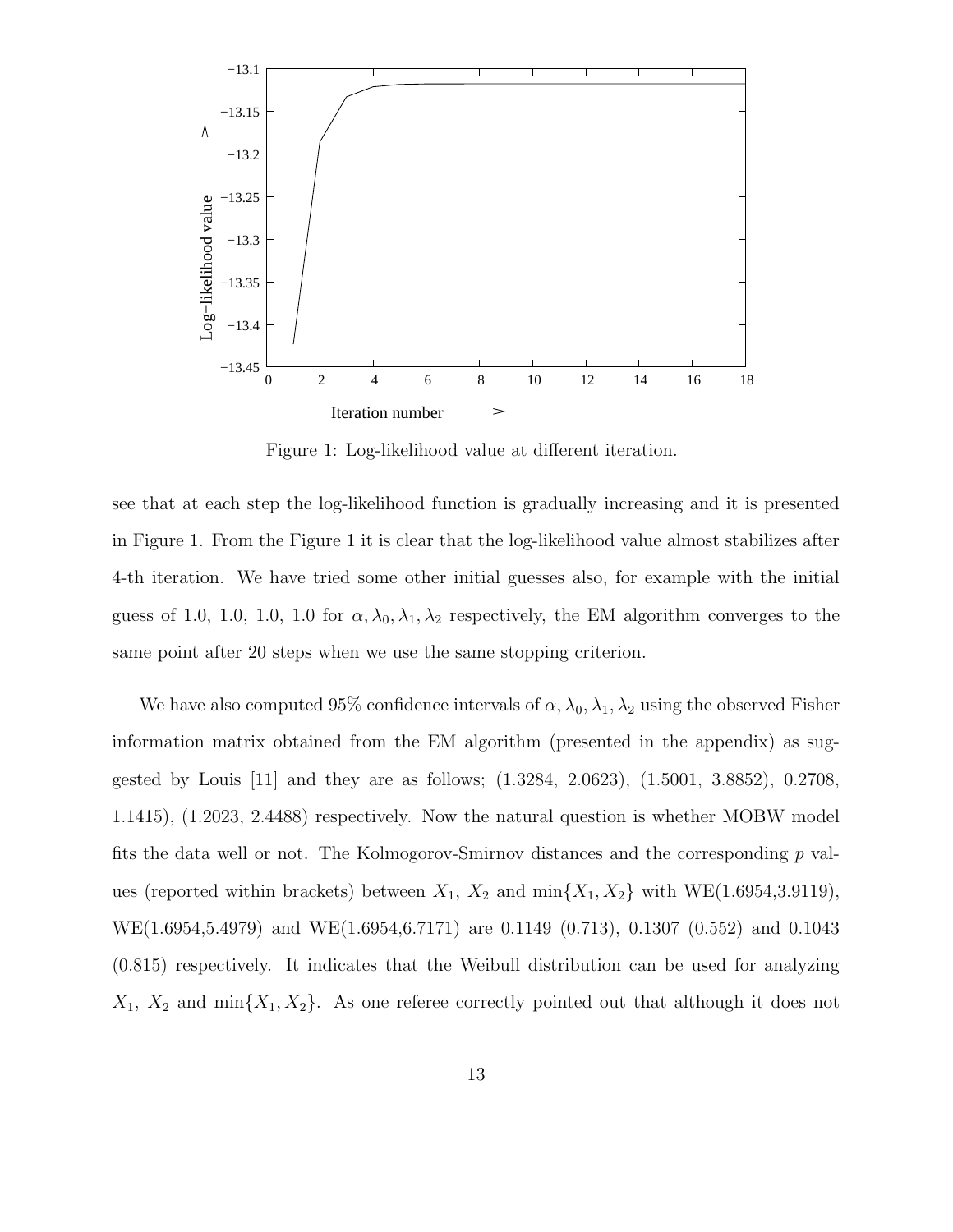Figure 1: Log-likelihood value at different iteration.

see that at each step the log-likelihood function is gradually increasing and it is presented in Figure 1. From the Figure 1 it is clear that the log-likelihood value almost stabilizes after 4-th iteration. We have tried some other initial guesses also, for example with the initial guess of 1.0, 1.0, 1.0, 1.0 for $\alpha, \lambda_0, \lambda_1, \lambda_2$ respectively, the EM algorithm converges to the same point after 20 steps when we use the same stopping criterion.

We have also computed 95% confidence intervals of $\alpha, \lambda_0, \lambda_1, \lambda_2$ using the observed Fisher information matrix obtained from the EM algorithm (presented in the appendix) as suggested by Louis [11] and they are as follows; (1.3284, 2.0623), (1.5001, 3.8852), 0.2708, 1.1415), (1.2023, 2.4488) respectively. Now the natural question is whether MOBW model fits the data well or not. The Kolmogorov-Smirnov distances and the corresponding $p$ values (reported within brackets) between $X_1$, $X_2$ and $\min\{X_1, X_2\}$ with WE(1.6954,3.9119), WE(1.6954,5.4979) and WE(1.6954,6.7171) are 0.1149 (0.713), 0.1307 (0.552) and 0.1043 (0.815) respectively. It indicates that the Weibull distribution can be used for analyzing $X_1$, $X_2$ and $\min\{X_1, X_2\}$. As one referee correctly pointed out that although it does not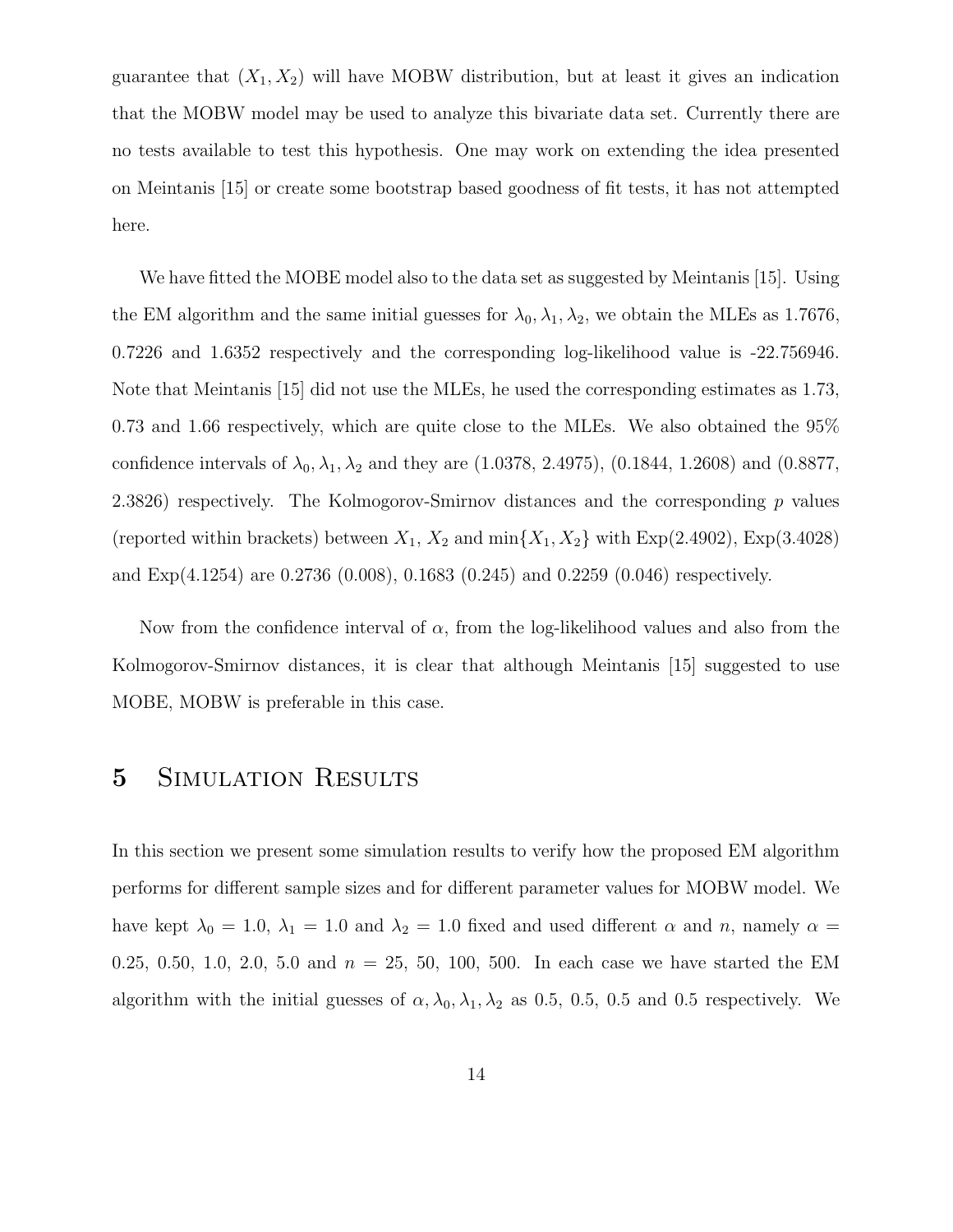guarantee that $(X_1, X_2)$ will have MOBW distribution, but at least it gives an indication that the MOBW model may be used to analyze this bivariate data set. Currently there are no tests available to test this hypothesis. One may work on extending the idea presented on Meintanis [15] or create some bootstrap based goodness of fit tests, it has not attempted here.

We have fitted the MOBE model also to the data set as suggested by Meintanis [15]. Using the EM algorithm and the same initial guesses for $\lambda_0, \lambda_1, \lambda_2$, we obtain the MLEs as 1.7676, 0.7226 and 1.6352 respectively and the corresponding log-likelihood value is -22.756946. Note that Meintanis [15] did not use the MLEs, he used the corresponding estimates as 1.73, 0.73 and 1.66 respectively, which are quite close to the MLEs. We also obtained the 95% confidence intervals of $\lambda_0, \lambda_1, \lambda_2$ and they are (1.0378, 2.4975), (0.1844, 1.2608) and (0.8877, 2.3826) respectively. The Kolmogorov-Smirnov distances and the corresponding $p$ values (reported within brackets) between $X_1$, $X_2$ and $\min\{X_1, X_2\}$ with Exp(2.4902), Exp(3.4028) and Exp(4.1254) are 0.2736 (0.008), 0.1683 (0.245) and 0.2259 (0.046) respectively.

Now from the confidence interval of $\alpha$, from the log-likelihood values and also from the Kolmogorov-Smirnov distances, it is clear that although Meintanis [15] suggested to use MOBE, MOBW is preferable in this case.

# 5 Simulation Results

In this section we present some simulation results to verify how the proposed EM algorithm performs for different sample sizes and for different parameter values for MOBW model. We have kept $\lambda_0 = 1.0$, $\lambda_1 = 1.0$ and $\lambda_2 = 1.0$ fixed and used different $\alpha$ and $n$, namely $\alpha =$ 0.25, 0.50, 1.0, 2.0, 5.0 and $n =$ 25, 50, 100, 500. In each case we have started the EM algorithm with the initial guesses of $\alpha, \lambda_0, \lambda_1, \lambda_2$ as 0.5, 0.5, 0.5 and 0.5 respectively. We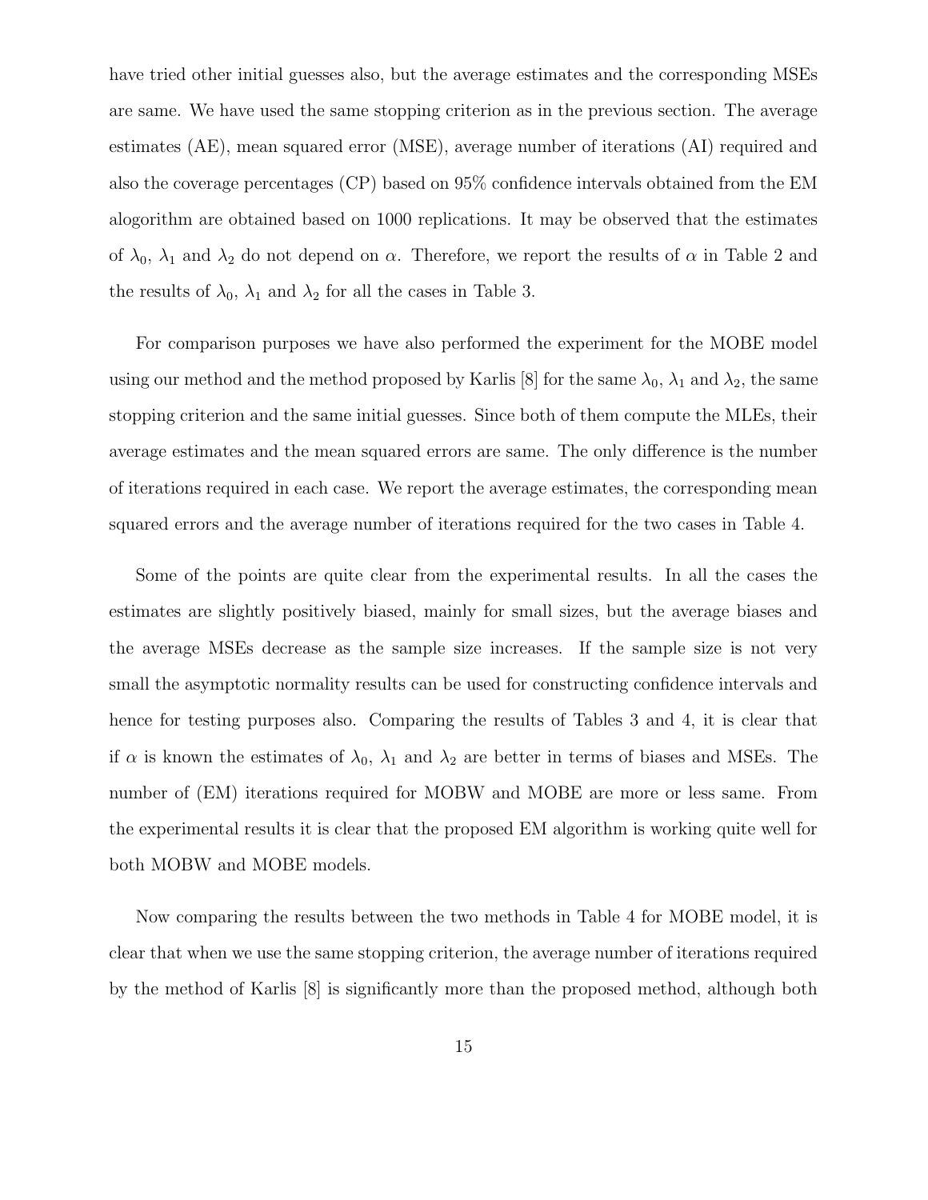have tried other initial guesses also, but the average estimates and the corresponding MSEs are same. We have used the same stopping criterion as in the previous section. The average estimates (AE), mean squared error (MSE), average number of iterations (AI) required and also the coverage percentages (CP) based on 95% confidence intervals obtained from the EM alogorithm are obtained based on 1000 replications. It may be observed that the estimates of $\lambda_0$, $\lambda_1$ and $\lambda_2$ do not depend on $\alpha$. Therefore, we report the results of $\alpha$ in Table 2 and the results of $\lambda_0$, $\lambda_1$ and $\lambda_2$ for all the cases in Table 3.

For comparison purposes we have also performed the experiment for the MOBE model using our method and the method proposed by Karlis [8] for the same $\lambda_0$, $\lambda_1$ and $\lambda_2$, the same stopping criterion and the same initial guesses. Since both of them compute the MLEs, their average estimates and the mean squared errors are same. The only difference is the number of iterations required in each case. We report the average estimates, the corresponding mean squared errors and the average number of iterations required for the two cases in Table 4.

Some of the points are quite clear from the experimental results. In all the cases the estimates are slightly positively biased, mainly for small sizes, but the average biases and the average MSEs decrease as the sample size increases. If the sample size is not very small the asymptotic normality results can be used for constructing confidence intervals and hence for testing purposes also. Comparing the results of Tables 3 and 4, it is clear that if $\alpha$ is known the estimates of $\lambda_0$, $\lambda_1$ and $\lambda_2$ are better in terms of biases and MSEs. The number of (EM) iterations required for MOBW and MOBE are more or less same. From the experimental results it is clear that the proposed EM algorithm is working quite well for both MOBW and MOBE models.

Now comparing the results between the two methods in Table 4 for MOBE model, it is clear that when we use the same stopping criterion, the average number of iterations required by the method of Karlis [8] is significantly more than the proposed method, although both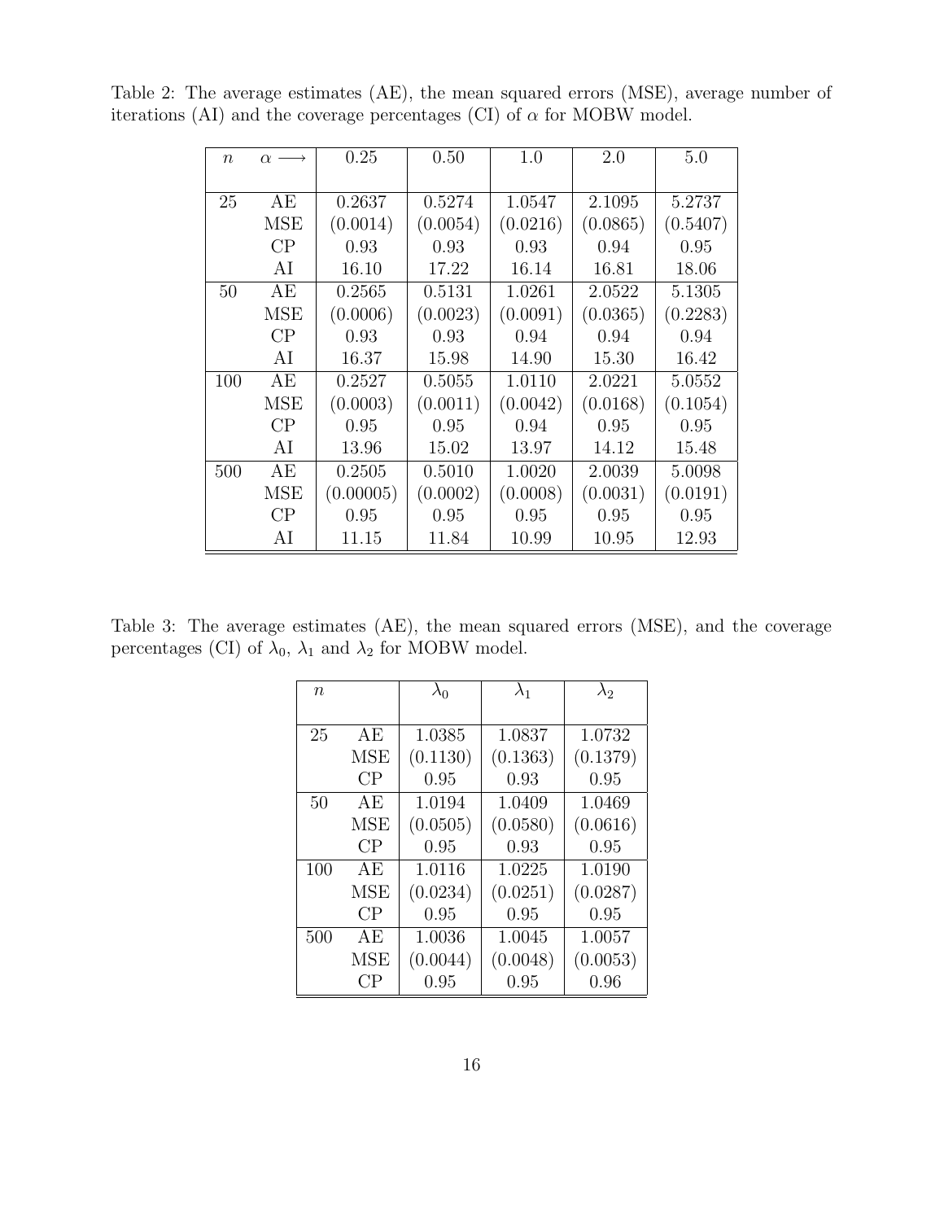Table 2: The average estimates (AE), the mean squared errors (MSE), average number of iterations (AI) and the coverage percentages (CI) of $\alpha$ for MOBW model.

| $n$ | $\alpha \longrightarrow$ | 0.25 | 0.50 | 1.0 | 2.0 | 5.0 |
|---|---|---|---|---|---|---|
| 25 | AE | 0.2637 | 0.5274 | 1.0547 | 2.1095 | 5.2737 |
| | MSE | (0.0014) | (0.0054) | (0.0216) | (0.0865) | (0.5407) |
| | CP | 0.93 | 0.93 | 0.93 | 0.94 | 0.95 |
| | AI | 16.10 | 17.22 | 16.14 | 16.81 | 18.06 |
| 50 | AE | 0.2565 | 0.5131 | 1.0261 | 2.0522 | 5.1305 |
| | MSE | (0.0006) | (0.0023) | (0.0091) | (0.0365) | (0.2283) |
| | CP | 0.93 | 0.93 | 0.94 | 0.94 | 0.94 |
| | AI | 16.37 | 15.98 | 14.90 | 15.30 | 16.42 |
| 100 | AE | 0.2527 | 0.5055 | 1.0110 | 2.0221 | 5.0552 |
| | MSE | (0.0003) | (0.0011) | (0.0042) | (0.0168) | (0.1054) |
| | CP | 0.95 | 0.95 | 0.94 | 0.95 | 0.95 |
| | AI | 13.96 | 15.02 | 13.97 | 14.12 | 15.48 |
| 500 | AE | 0.2505 | 0.5010 | 1.0020 | 2.0039 | 5.0098 |
| | MSE | (0.00005) | (0.0002) | (0.0008) | (0.0031) | (0.0191) |
| | CP | 0.95 | 0.95 | 0.95 | 0.95 | 0.95 |
| | AI | 11.15 | 11.84 | 10.99 | 10.95 | 12.93 |

Table 3: The average estimates (AE), the mean squared errors (MSE), and the coverage percentages (CI) of $\lambda_0$, $\lambda_1$ and $\lambda_2$ for MOBW model.

| $n$ | | $\lambda_0$ | $\lambda_1$ | $\lambda_2$ |
|---|---|---|---|---|
| 25 | AE | 1.0385 | 1.0837 | 1.0732 |
| | MSE | (0.1130) | (0.1363) | (0.1379) |
| | CP | 0.95 | 0.93 | 0.95 |
| 50 | AE | 1.0194 | 1.0409 | 1.0469 |
| | MSE | (0.0505) | (0.0580) | (0.0616) |
| | CP | 0.95 | 0.93 | 0.95 |
| 100 | AE | 1.0116 | 1.0225 | 1.0190 |
| | MSE | (0.0234) | (0.0251) | (0.0287) |
| | CP | 0.95 | 0.95 | 0.95 |
| 500 | AE | 1.0036 | 1.0045 | 1.0057 |
| | MSE | (0.0044) | (0.0048) | (0.0053) |
| | CP | 0.95 | 0.95 | 0.96 |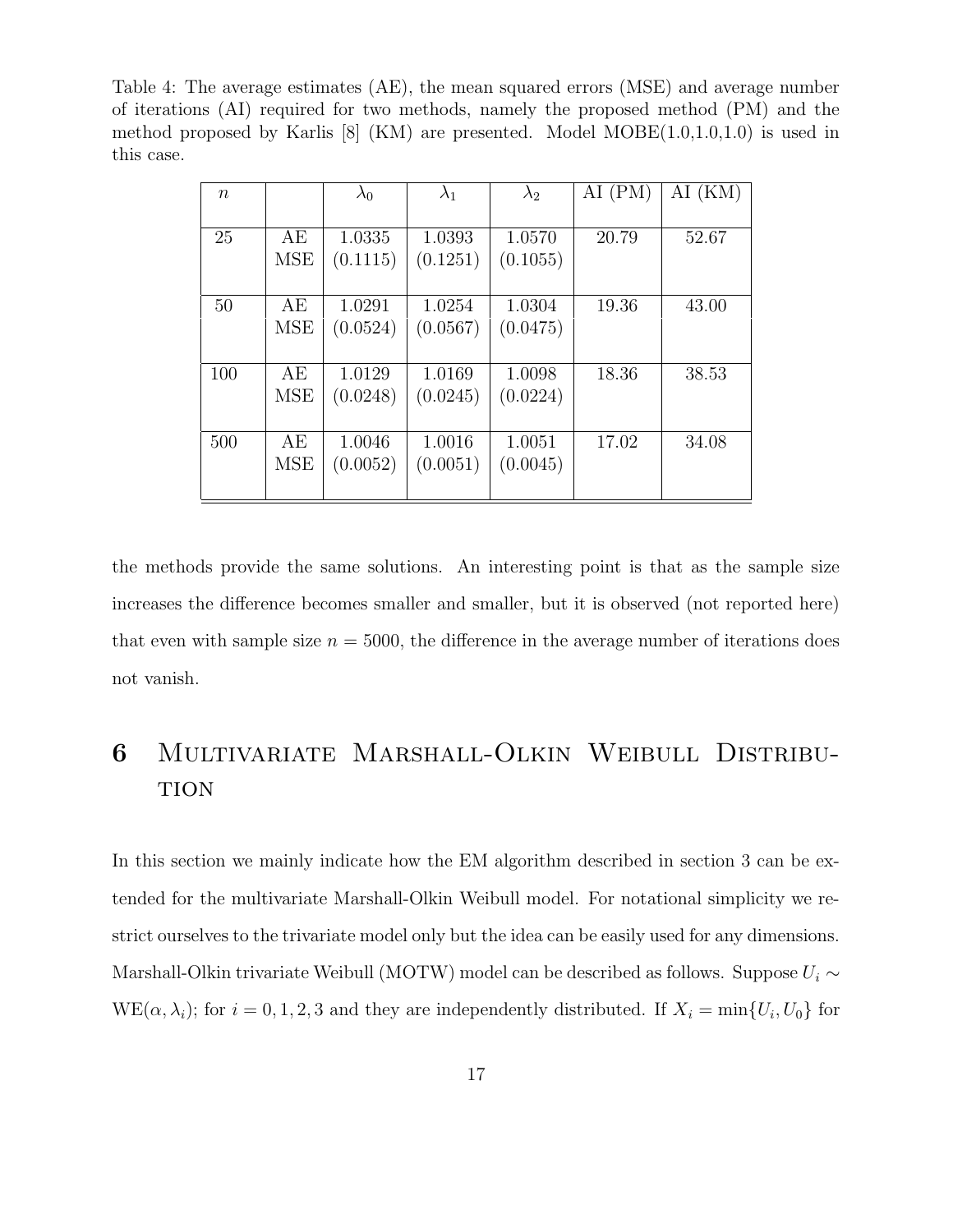Table 4: The average estimates (AE), the mean squared errors (MSE) and average number of iterations (AI) required for two methods, namely the proposed method (PM) and the method proposed by Karlis [8] (KM) are presented. Model MOBE(1.0,1.0,1.0) is used in this case.

| $n$ | | $\lambda_0$ | $\lambda_1$ | $\lambda_2$ | AI (PM) | AI (KM) |
|---|---|---|---|---|---|---|
| 25 | AE<br>MSE | 1.0335<br>(0.1115) | 1.0393<br>(0.1251) | 1.0570<br>(0.1055) | 20.79 | 52.67 |
| 50 | AE<br>MSE | 1.0291<br>(0.0524) | 1.0254<br>(0.0567) | 1.0304<br>(0.0475) | 19.36 | 43.00 |
| 100 | AE<br>MSE | 1.0129<br>(0.0248) | 1.0169<br>(0.0245) | 1.0098<br>(0.0224) | 18.36 | 38.53 |
| 500 | AE<br>MSE | 1.0046<br>(0.0052) | 1.0016<br>(0.0051) | 1.0051<br>(0.0045) | 17.02 | 34.08 |

the methods provide the same solutions. An interesting point is that as the sample size increases the difference becomes smaller and smaller, but it is observed (not reported here) that even with sample size $n = 5000$, the difference in the average number of iterations does not vanish.

# 6 Multivariate Marshall-Olkin Weibull Distribution

In this section we mainly indicate how the EM algorithm described in section 3 can be extended for the multivariate Marshall-Olkin Weibull model. For notational simplicity we restrict ourselves to the trivariate model only but the idea can be easily used for any dimensions. Marshall-Olkin trivariate Weibull (MOTW) model can be described as follows. Suppose $U_i \sim \text{WE}(\alpha, \lambda_i)$; for $i = 0, 1, 2, 3$ and they are independently distributed. If $X_i = \min\{U_i, U_0\}$ for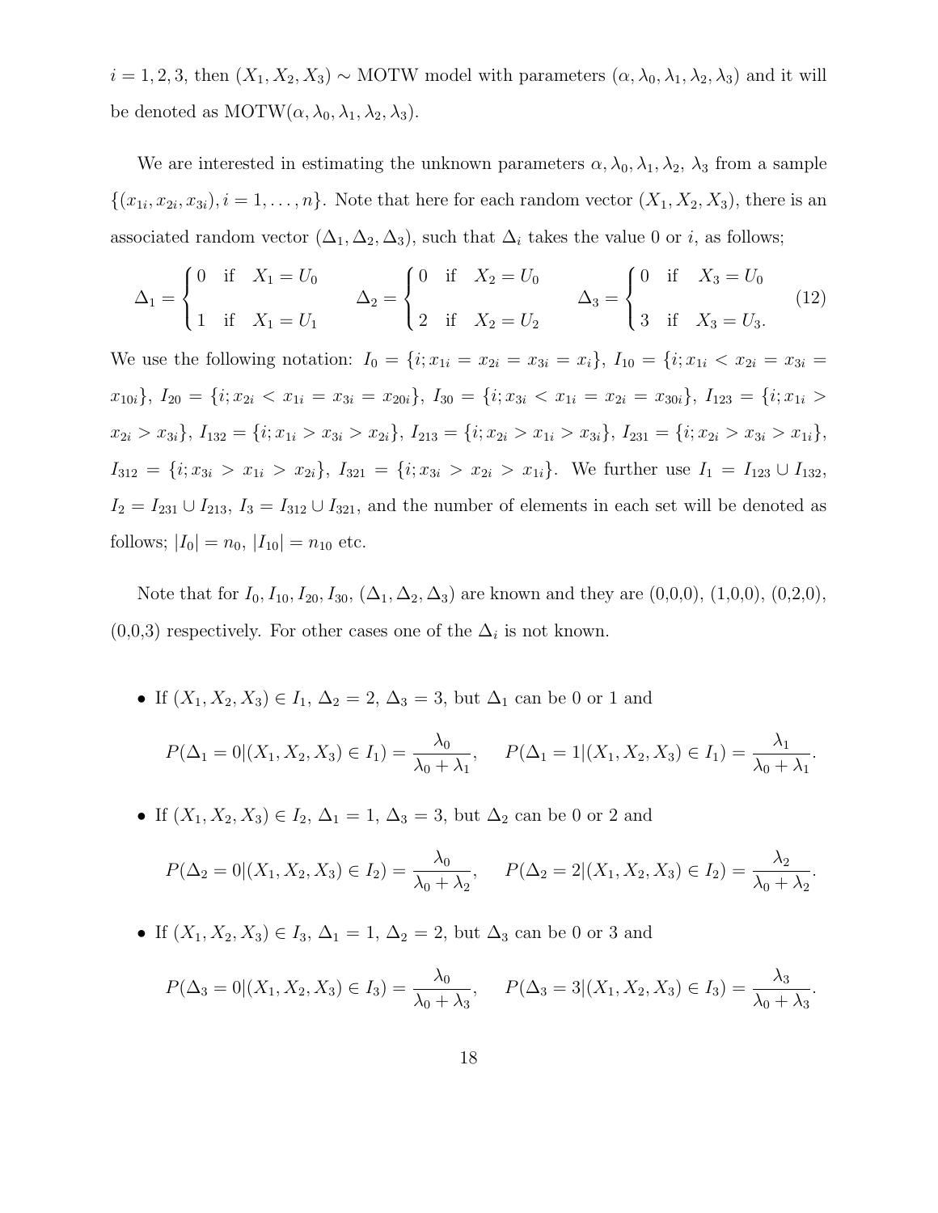$i = 1, 2, 3$, then $(X_1, X_2, X_3) \sim$ MOTW model with parameters $(\alpha, \lambda_0, \lambda_1, \lambda_2, \lambda_3)$ and it will be denoted as MOTW$(\alpha, \lambda_0, \lambda_1, \lambda_2, \lambda_3)$.

We are interested in estimating the unknown parameters $\alpha, \lambda_0, \lambda_1, \lambda_2, \lambda_3$ from a sample $\{(x_{1i}, x_{2i}, x_{3i}), i = 1, \ldots, n\}$. Note that here for each random vector $(X_1, X_2, X_3)$, there is an associated random vector $(\Delta_1, \Delta_2, \Delta_3)$, such that $\Delta_i$ takes the value 0 or $i$, as follows;

$$\Delta_1 = \begin{cases} 0 & \text{if} \quad X_1 = U_0 \\ 1 & \text{if} \quad X_1 = U_1 \end{cases} \qquad \Delta_2 = \begin{cases} 0 & \text{if} \quad X_2 = U_0 \\ 2 & \text{if} \quad X_2 = U_2 \end{cases} \qquad \Delta_3 = \begin{cases} 0 & \text{if} \quad X_3 = U_0 \\ 3 & \text{if} \quad X_3 = U_3. \end{cases} \tag{12}$$

We use the following notation: $I_0 = \{i; x_{1i} = x_{2i} = x_{3i} = x_i\}$, $I_{10} = \{i; x_{1i} < x_{2i} = x_{3i} = x_{10i}\}$, $I_{20} = \{i; x_{2i} < x_{1i} = x_{3i} = x_{20i}\}$, $I_{30} = \{i; x_{3i} < x_{1i} = x_{2i} = x_{30i}\}$, $I_{123} = \{i; x_{1i} > x_{2i} > x_{3i}\}$, $I_{132} = \{i; x_{1i} > x_{3i} > x_{2i}\}$, $I_{213} = \{i; x_{2i} > x_{1i} > x_{3i}\}$, $I_{231} = \{i; x_{2i} > x_{3i} > x_{1i}\}$, $I_{312} = \{i; x_{3i} > x_{1i} > x_{2i}\}$, $I_{321} = \{i; x_{3i} > x_{2i} > x_{1i}\}$. We further use $I_1 = I_{123} \cup I_{132}$, $I_2 = I_{231} \cup I_{213}$, $I_3 = I_{312} \cup I_{321}$, and the number of elements in each set will be denoted as follows; $|I_0| = n_0$, $|I_{10}| = n_{10}$ etc.

Note that for $I_0, I_{10}, I_{20}, I_{30}$, $(\Delta_1, \Delta_2, \Delta_3)$ are known and they are (0,0,0), (1,0,0), (0,2,0), (0,0,3) respectively. For other cases one of the $\Delta_i$ is not known.

- If $(X_1, X_2, X_3) \in I_1$, $\Delta_2 = 2$, $\Delta_3 = 3$, but $\Delta_1$ can be 0 or 1 and

$$P(\Delta_1 = 0 | (X_1, X_2, X_3) \in I_1) = \frac{\lambda_0}{\lambda_0 + \lambda_1}, \qquad P(\Delta_1 = 1 | (X_1, X_2, X_3) \in I_1) = \frac{\lambda_1}{\lambda_0 + \lambda_1}.$$

- If $(X_1, X_2, X_3) \in I_2$, $\Delta_1 = 1$, $\Delta_3 = 3$, but $\Delta_2$ can be 0 or 2 and

$$P(\Delta_2 = 0 | (X_1, X_2, X_3) \in I_2) = \frac{\lambda_0}{\lambda_0 + \lambda_2}, \qquad P(\Delta_2 = 2 | (X_1, X_2, X_3) \in I_2) = \frac{\lambda_2}{\lambda_0 + \lambda_2}.$$

- If $(X_1, X_2, X_3) \in I_3$, $\Delta_1 = 1$, $\Delta_2 = 2$, but $\Delta_3$ can be 0 or 3 and

$$P(\Delta_3 = 0 | (X_1, X_2, X_3) \in I_3) = \frac{\lambda_0}{\lambda_0 + \lambda_3}, \qquad P(\Delta_3 = 3 | (X_1, X_2, X_3) \in I_3) = \frac{\lambda_3}{\lambda_0 + \lambda_3}.$$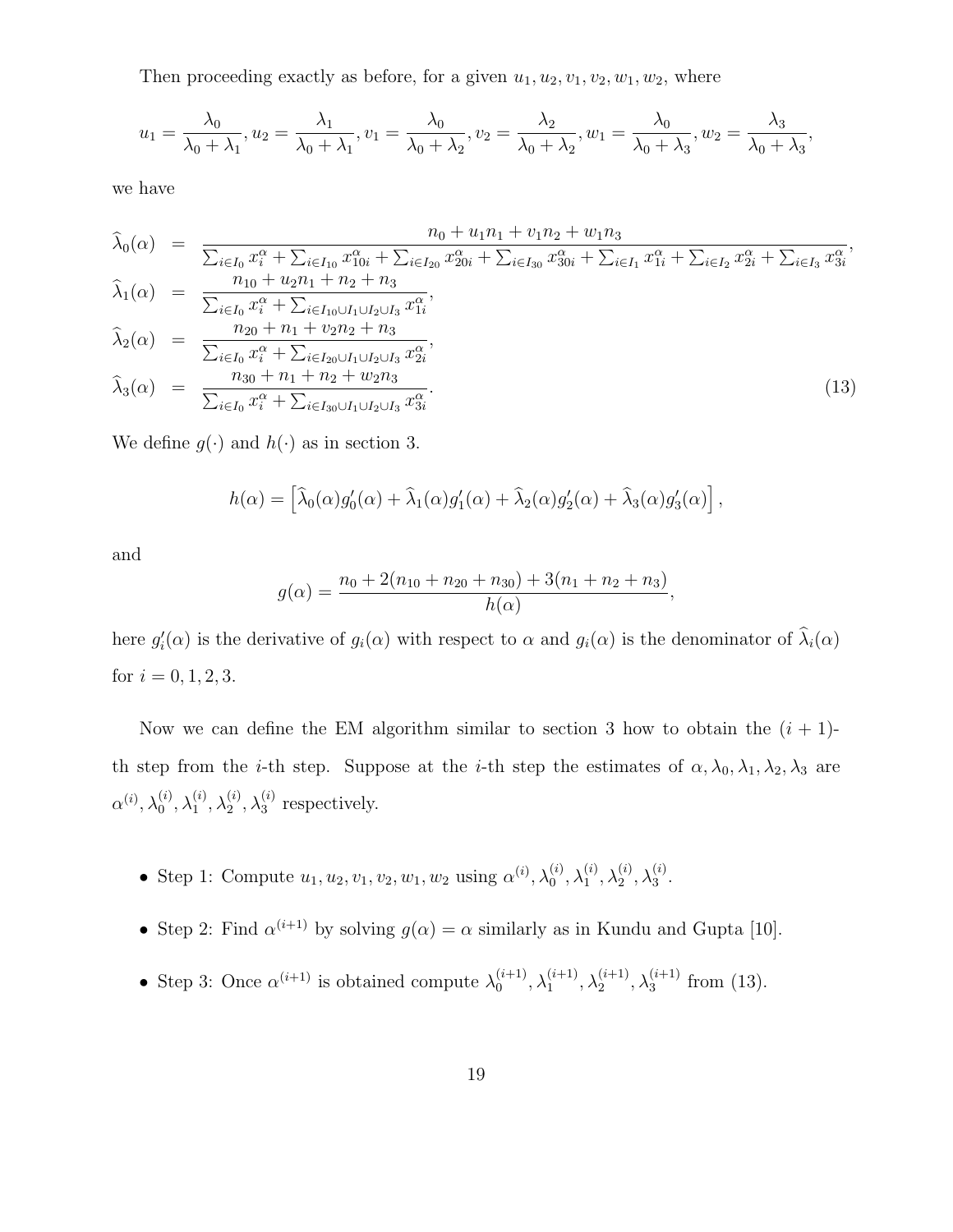Then proceeding exactly as before, for a given $u_1, u_2, v_1, v_2, w_1, w_2$, where

$$u_1 = \frac{\lambda_0}{\lambda_0 + \lambda_1}, u_2 = \frac{\lambda_1}{\lambda_0 + \lambda_1}, v_1 = \frac{\lambda_0}{\lambda_0 + \lambda_2}, v_2 = \frac{\lambda_2}{\lambda_0 + \lambda_2}, w_1 = \frac{\lambda_0}{\lambda_0 + \lambda_3}, w_2 = \frac{\lambda_3}{\lambda_0 + \lambda_3},$$

we have

$$\begin{aligned}
\widehat{\lambda}_0(\alpha) &= \frac{n_0 + u_1 n_1 + v_1 n_2 + w_1 n_3}{\sum_{i \in I_0} x_i^\alpha + \sum_{i \in I_{10}} x_{10i}^\alpha + \sum_{i \in I_{20}} x_{20i}^\alpha + \sum_{i \in I_{30}} x_{30i}^\alpha + \sum_{i \in I_1} x_{1i}^\alpha + \sum_{i \in I_2} x_{2i}^\alpha + \sum_{i \in I_3} x_{3i}^\alpha}, \\
\widehat{\lambda}_1(\alpha) &= \frac{n_{10} + u_2 n_1 + n_2 + n_3}{\sum_{i \in I_0} x_i^\alpha + \sum_{i \in I_{10} \cup I_1 \cup I_2 \cup I_3} x_{1i}^\alpha}, \\
\widehat{\lambda}_2(\alpha) &= \frac{n_{20} + n_1 + v_2 n_2 + n_3}{\sum_{i \in I_0} x_i^\alpha + \sum_{i \in I_{20} \cup I_1 \cup I_2 \cup I_3} x_{2i}^\alpha}, \\
\widehat{\lambda}_3(\alpha) &= \frac{n_{30} + n_1 + n_2 + w_2 n_3}{\sum_{i \in I_0} x_i^\alpha + \sum_{i \in I_{30} \cup I_1 \cup I_2 \cup I_3} x_{3i}^\alpha}.
\end{aligned} \tag{13}$$

We define $g(\cdot)$ and $h(\cdot)$ as in section 3.

$$h(\alpha) = \left[ \widehat{\lambda}_0(\alpha) g_0'(\alpha) + \widehat{\lambda}_1(\alpha) g_1'(\alpha) + \widehat{\lambda}_2(\alpha) g_2'(\alpha) + \widehat{\lambda}_3(\alpha) g_3'(\alpha) \right],$$

and

$$g(\alpha) = \frac{n_0 + 2(n_{10} + n_{20} + n_{30}) + 3(n_1 + n_2 + n_3)}{h(\alpha)},$$

here $g_i'(\alpha)$ is the derivative of $g_i(\alpha)$ with respect to $\alpha$ and $g_i(\alpha)$ is the denominator of $\widehat{\lambda}_i(\alpha)$ for $i = 0, 1, 2, 3$.

Now we can define the EM algorithm similar to section 3 how to obtain the $(i+1)$-th step from the $i$-th step. Suppose at the $i$-th step the estimates of $\alpha, \lambda_0, \lambda_1, \lambda_2, \lambda_3$ are $\alpha^{(i)}, \lambda_0^{(i)}, \lambda_1^{(i)}, \lambda_2^{(i)}, \lambda_3^{(i)}$ respectively.

- Step 1: Compute $u_1, u_2, v_1, v_2, w_1, w_2$ using $\alpha^{(i)}, \lambda_0^{(i)}, \lambda_1^{(i)}, \lambda_2^{(i)}, \lambda_3^{(i)}$.
- Step 2: Find $\alpha^{(i+1)}$ by solving $g(\alpha) = \alpha$ similarly as in Kundu and Gupta [10].
- Step 3: Once $\alpha^{(i+1)}$ is obtained compute $\lambda_0^{(i+1)}, \lambda_1^{(i+1)}, \lambda_2^{(i+1)}, \lambda_3^{(i+1)}$ from (13).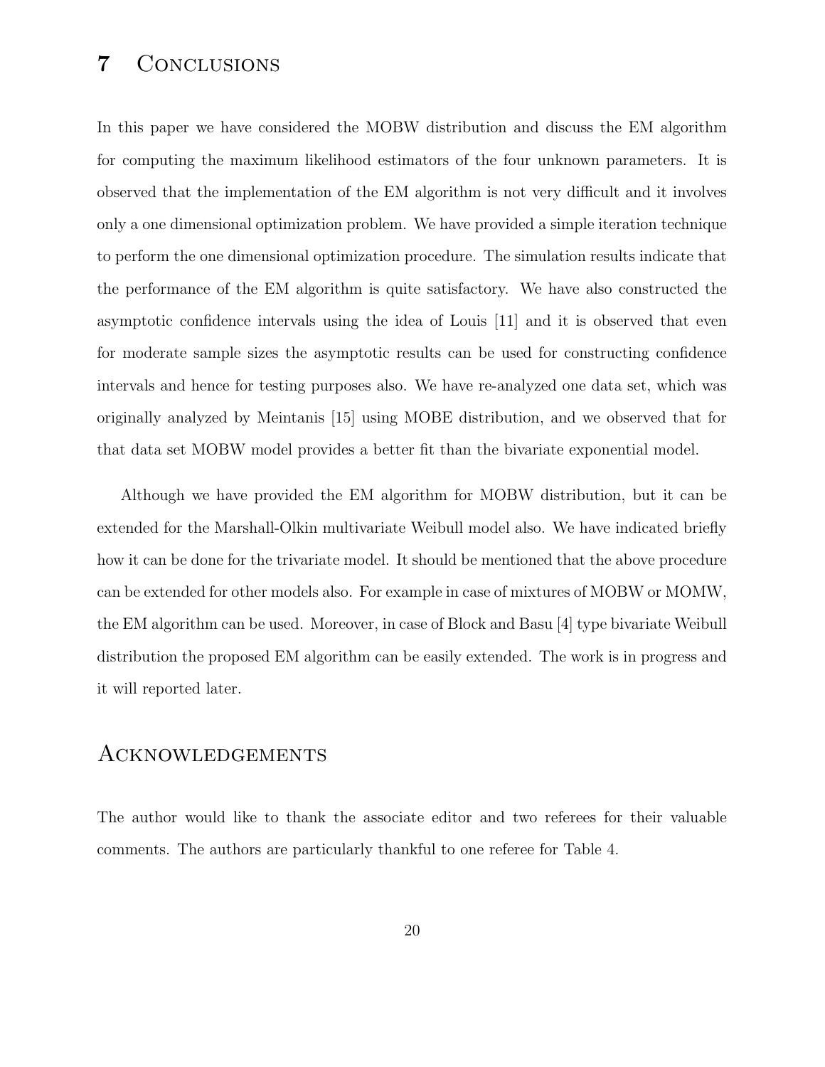## 7 Conclusions

In this paper we have considered the MOBW distribution and discuss the EM algorithm for computing the maximum likelihood estimators of the four unknown parameters. It is observed that the implementation of the EM algorithm is not very difficult and it involves only a one dimensional optimization problem. We have provided a simple iteration technique to perform the one dimensional optimization procedure. The simulation results indicate that the performance of the EM algorithm is quite satisfactory. We have also constructed the asymptotic confidence intervals using the idea of Louis [11] and it is observed that even for moderate sample sizes the asymptotic results can be used for constructing confidence intervals and hence for testing purposes also. We have re-analyzed one data set, which was originally analyzed by Meintanis [15] using MOBE distribution, and we observed that for that data set MOBW model provides a better fit than the bivariate exponential model.

Although we have provided the EM algorithm for MOBW distribution, but it can be extended for the Marshall-Olkin multivariate Weibull model also. We have indicated briefly how it can be done for the trivariate model. It should be mentioned that the above procedure can be extended for other models also. For example in case of mixtures of MOBW or MOMW, the EM algorithm can be used. Moreover, in case of Block and Basu [4] type bivariate Weibull distribution the proposed EM algorithm can be easily extended. The work is in progress and it will reported later.

## Acknowledgements

The author would like to thank the associate editor and two referees for their valuable comments. The authors are particularly thankful to one referee for Table 4.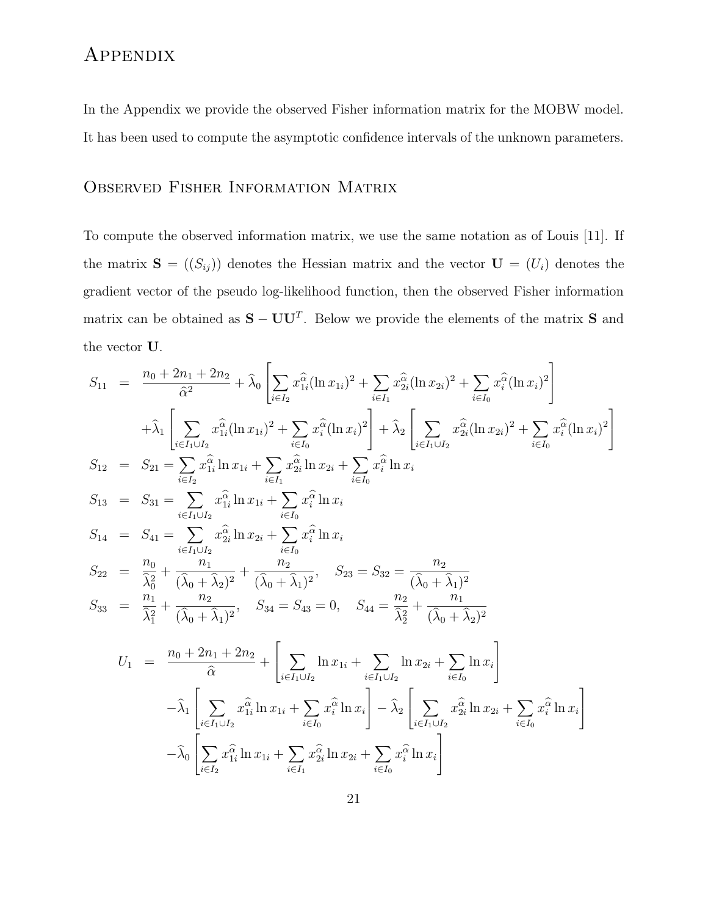# Appendix

In the Appendix we provide the observed Fisher information matrix for the MOBW model. It has been used to compute the asymptotic confidence intervals of the unknown parameters.

## Observed Fisher Information Matrix

To compute the observed information matrix, we use the same notation as of Louis [11]. If the matrix $\mathbf{S} = ((S_{ij}))$ denotes the Hessian matrix and the vector $\mathbf{U} = (U_i)$ denotes the gradient vector of the pseudo log-likelihood function, then the observed Fisher information matrix can be obtained as $\mathbf{S} - \mathbf{U}\mathbf{U}^T$. Below we provide the elements of the matrix $\mathbf{S}$ and the vector $\mathbf{U}$.

$$
\begin{aligned}
S_{11} &= \frac{n_0 + 2n_1 + 2n_2}{\widehat{\alpha}^2} + \widehat{\lambda}_0 \left[ \sum_{i \in I_2} x_{1i}^{\widehat{\alpha}} (\ln x_{1i})^2 + \sum_{i \in I_1} x_{2i}^{\widehat{\alpha}} (\ln x_{2i})^2 + \sum_{i \in I_0} x_i^{\widehat{\alpha}} (\ln x_i)^2 \right] \\
&\quad + \widehat{\lambda}_1 \left[ \sum_{i \in I_1 \cup I_2} x_{1i}^{\widehat{\alpha}} (\ln x_{1i})^2 + \sum_{i \in I_0} x_i^{\widehat{\alpha}} (\ln x_i)^2 \right] + \widehat{\lambda}_2 \left[ \sum_{i \in I_1 \cup I_2} x_{2i}^{\widehat{\alpha}} (\ln x_{2i})^2 + \sum_{i \in I_0} x_i^{\widehat{\alpha}} (\ln x_i)^2 \right] \\
S_{12} &= S_{21} = \sum_{i \in I_2} x_{1i}^{\widehat{\alpha}} \ln x_{1i} + \sum_{i \in I_1} x_{2i}^{\widehat{\alpha}} \ln x_{2i} + \sum_{i \in I_0} x_i^{\widehat{\alpha}} \ln x_i \\
S_{13} &= S_{31} = \sum_{i \in I_1 \cup I_2} x_{1i}^{\widehat{\alpha}} \ln x_{1i} + \sum_{i \in I_0} x_i^{\widehat{\alpha}} \ln x_i \\
S_{14} &= S_{41} = \sum_{i \in I_1 \cup I_2} x_{2i}^{\widehat{\alpha}} \ln x_{2i} + \sum_{i \in I_0} x_i^{\widehat{\alpha}} \ln x_i \\
S_{22} &= \frac{n_0}{\widehat{\lambda}_0^2} + \frac{n_1}{(\widehat{\lambda}_0 + \widehat{\lambda}_2)^2} + \frac{n_2}{(\widehat{\lambda}_0 + \widehat{\lambda}_1)^2}, \quad S_{23} = S_{32} = \frac{n_2}{(\widehat{\lambda}_0 + \widehat{\lambda}_1)^2} \\
S_{33} &= \frac{n_1}{\widehat{\lambda}_1^2} + \frac{n_2}{(\widehat{\lambda}_0 + \widehat{\lambda}_1)^2}, \quad S_{34} = S_{43} = 0, \quad S_{44} = \frac{n_2}{\widehat{\lambda}_2^2} + \frac{n_1}{(\widehat{\lambda}_0 + \widehat{\lambda}_2)^2}
\end{aligned}
$$

$$
\begin{aligned}
U_1 &= \frac{n_0 + 2n_1 + 2n_2}{\widehat{\alpha}} + \left[ \sum_{i \in I_1 \cup I_2} \ln x_{1i} + \sum_{i \in I_1 \cup I_2} \ln x_{2i} + \sum_{i \in I_0} \ln x_i \right] \\
&\quad - \widehat{\lambda}_1 \left[ \sum_{i \in I_1 \cup I_2} x_{1i}^{\widehat{\alpha}} \ln x_{1i} + \sum_{i \in I_0} x_i^{\widehat{\alpha}} \ln x_i \right] - \widehat{\lambda}_2 \left[ \sum_{i \in I_1 \cup I_2} x_{2i}^{\widehat{\alpha}} \ln x_{2i} + \sum_{i \in I_0} x_i^{\widehat{\alpha}} \ln x_i \right] \\
&\quad - \widehat{\lambda}_0 \left[ \sum_{i \in I_2} x_{1i}^{\widehat{\alpha}} \ln x_{1i} + \sum_{i \in I_1} x_{2i}^{\widehat{\alpha}} \ln x_{2i} + \sum_{i \in I_0} x_i^{\widehat{\alpha}} \ln x_i \right]
\end{aligned}
$$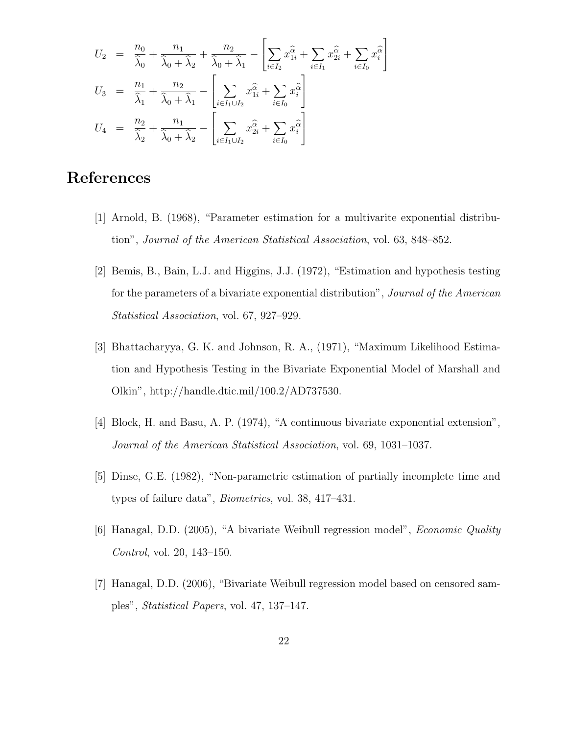$$
\begin{aligned}
U_2 &= \frac{n_0}{\widehat{\lambda}_0} + \frac{n_1}{\widehat{\lambda}_0 + \widehat{\lambda}_2} + \frac{n_2}{\widehat{\lambda}_0 + \widehat{\lambda}_1} - \left[ \sum_{i \in I_2} x_{1i}^{\widehat{\alpha}} + \sum_{i \in I_1} x_{2i}^{\widehat{\alpha}} + \sum_{i \in I_0} x_i^{\widehat{\alpha}} \right] \\
U_3 &= \frac{n_1}{\widehat{\lambda}_1} + \frac{n_2}{\widehat{\lambda}_0 + \widehat{\lambda}_1} - \left[ \sum_{i \in I_1 \cup I_2} x_{1i}^{\widehat{\alpha}} + \sum_{i \in I_0} x_i^{\widehat{\alpha}} \right] \\
U_4 &= \frac{n_2}{\widehat{\lambda}_2} + \frac{n_1}{\widehat{\lambda}_0 + \widehat{\lambda}_2} - \left[ \sum_{i \in I_1 \cup I_2} x_{2i}^{\widehat{\alpha}} + \sum_{i \in I_0} x_i^{\widehat{\alpha}} \right]
\end{aligned}
$$

# References

[1] Arnold, B. (1968), "Parameter estimation for a multivarite exponential distribution", *Journal of the American Statistical Association*, vol. 63, 848–852.

[2] Bemis, B., Bain, L.J. and Higgins, J.J. (1972), "Estimation and hypothesis testing for the parameters of a bivariate exponential distribution", *Journal of the American Statistical Association*, vol. 67, 927–929.

[3] Bhattacharyya, G. K. and Johnson, R. A., (1971), "Maximum Likelihood Estimation and Hypothesis Testing in the Bivariate Exponential Model of Marshall and Olkin", http://handle.dtic.mil/100.2/AD737530.

[4] Block, H. and Basu, A. P. (1974), "A continuous bivariate exponential extension", *Journal of the American Statistical Association*, vol. 69, 1031–1037.

[5] Dinse, G.E. (1982), "Non-parametric estimation of partially incomplete time and types of failure data", *Biometrics*, vol. 38, 417–431.

[6] Hanagal, D.D. (2005), "A bivariate Weibull regression model", *Economic Quality Control*, vol. 20, 143–150.

[7] Hanagal, D.D. (2006), "Bivariate Weibull regression model based on censored samples", *Statistical Papers*, vol. 47, 137–147.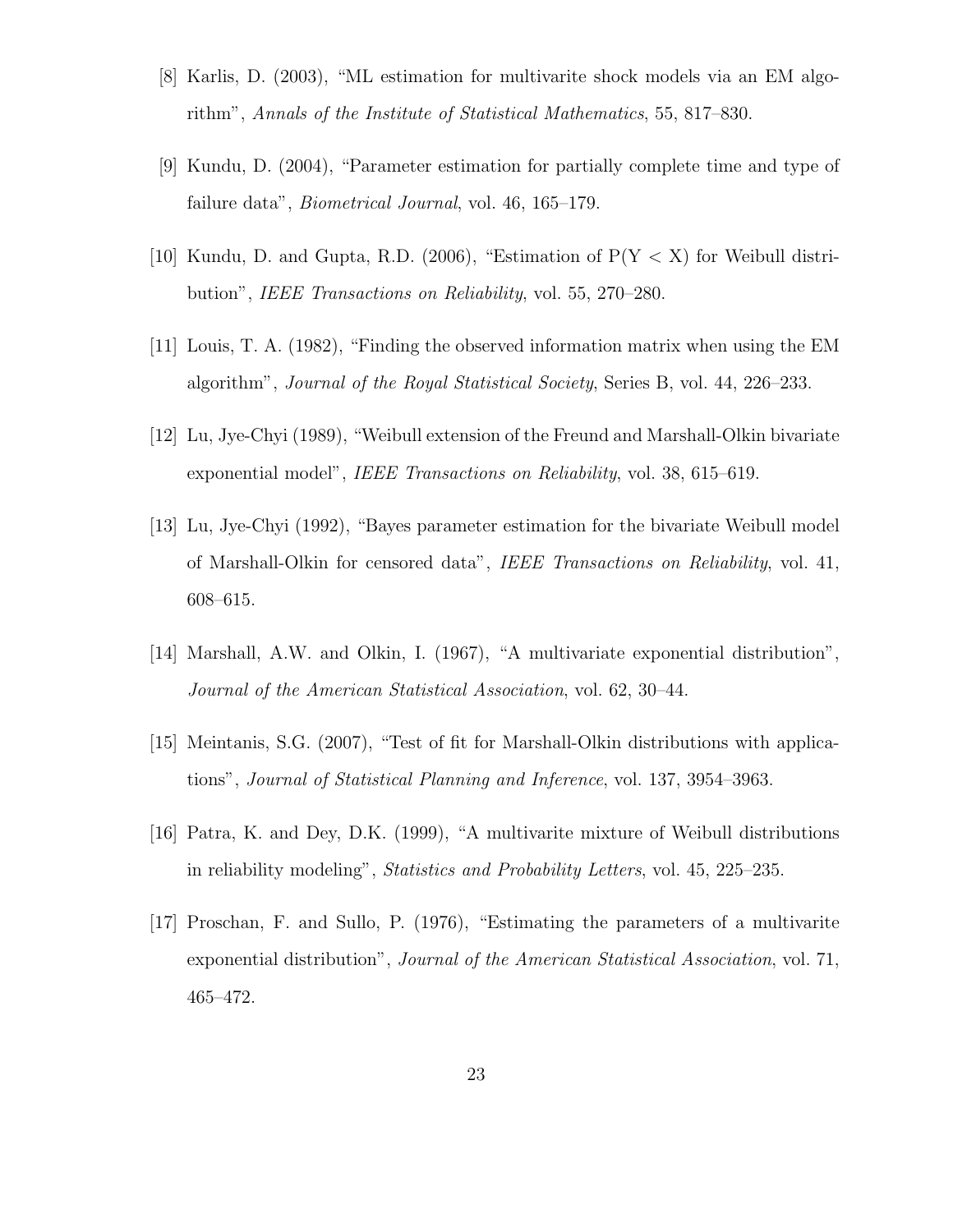[8] Karlis, D. (2003), "ML estimation for multivarite shock models via an EM algorithm", *Annals of the Institute of Statistical Mathematics*, 55, 817–830.

[9] Kundu, D. (2004), "Parameter estimation for partially complete time and type of failure data", *Biometrical Journal*, vol. 46, 165–179.

[10] Kundu, D. and Gupta, R.D. (2006), "Estimation of P(Y < X) for Weibull distribution", *IEEE Transactions on Reliability*, vol. 55, 270–280.

[11] Louis, T. A. (1982), "Finding the observed information matrix when using the EM algorithm", *Journal of the Royal Statistical Society*, Series B, vol. 44, 226–233.

[12] Lu, Jye-Chyi (1989), "Weibull extension of the Freund and Marshall-Olkin bivariate exponential model", *IEEE Transactions on Reliability*, vol. 38, 615–619.

[13] Lu, Jye-Chyi (1992), "Bayes parameter estimation for the bivariate Weibull model of Marshall-Olkin for censored data", *IEEE Transactions on Reliability*, vol. 41, 608–615.

[14] Marshall, A.W. and Olkin, I. (1967), "A multivariate exponential distribution", *Journal of the American Statistical Association*, vol. 62, 30–44.

[15] Meintanis, S.G. (2007), "Test of fit for Marshall-Olkin distributions with applications", *Journal of Statistical Planning and Inference*, vol. 137, 3954–3963.

[16] Patra, K. and Dey, D.K. (1999), "A multivarite mixture of Weibull distributions in reliability modeling", *Statistics and Probability Letters*, vol. 45, 225–235.

[17] Proschan, F. and Sullo, P. (1976), "Estimating the parameters of a multivarite exponential distribution", *Journal of the American Statistical Association*, vol. 71, 465–472.